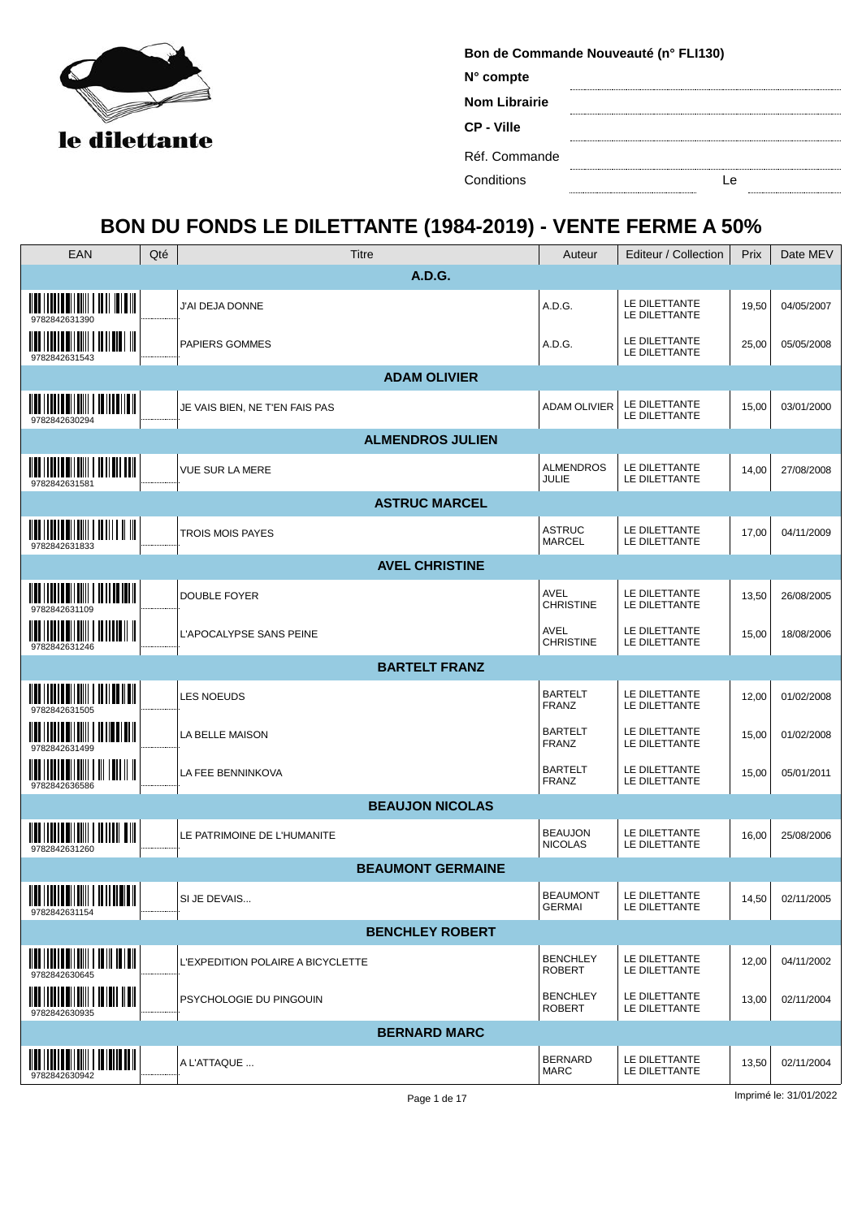le dilettante

**Bon de Commande Nouveauté (n° FLI130)**

**N° compte**

**Nom Librairie**

**CP - Ville**

Réf. Commande

Conditions — Le

# BON DU FONDS LE DILETTANTE (1984-2019) - VENTE FERME A 50%

| EAN | Qté | Titre | Auteur | Editeur / Collection | Prix | Date MEV |
|---|---|---|---|---|---|---|
| **A.D.G.** | | | | | | |
| 9782842631390 | | J'AI DEJA DONNE | A.D.G. | LE DILETTANTE LE DILETTANTE | 19,50 | 04/05/2007 |
| 9782842631543 | | PAPIERS GOMMES | A.D.G. | LE DILETTANTE LE DILETTANTE | 25,00 | 05/05/2008 |
| **ADAM OLIVIER** | | | | | | |
| 9782842630294 | | JE VAIS BIEN, NE T'EN FAIS PAS | ADAM OLIVIER | LE DILETTANTE LE DILETTANTE | 15,00 | 03/01/2000 |
| **ALMENDROS JULIEN** | | | | | | |
| 9782842631581 | | VUE SUR LA MERE | ALMENDROS JULIE | LE DILETTANTE LE DILETTANTE | 14,00 | 27/08/2008 |
| **ASTRUC MARCEL** | | | | | | |
| 9782842631833 | | TROIS MOIS PAYES | ASTRUC MARCEL | LE DILETTANTE LE DILETTANTE | 17,00 | 04/11/2009 |
| **AVEL CHRISTINE** | | | | | | |
| 9782842631109 | | DOUBLE FOYER | AVEL CHRISTINE | LE DILETTANTE LE DILETTANTE | 13,50 | 26/08/2005 |
| 9782842631246 | | L'APOCALYPSE SANS PEINE | AVEL CHRISTINE | LE DILETTANTE LE DILETTANTE | 15,00 | 18/08/2006 |
| **BARTELT FRANZ** | | | | | | |
| 9782842631505 | | LES NOEUDS | BARTELT FRANZ | LE DILETTANTE LE DILETTANTE | 12,00 | 01/02/2008 |
| 9782842631499 | | LA BELLE MAISON | BARTELT FRANZ | LE DILETTANTE LE DILETTANTE | 15,00 | 01/02/2008 |
| 9782842636586 | | LA FEE BENNINKOVA | BARTELT FRANZ | LE DILETTANTE LE DILETTANTE | 15,00 | 05/01/2011 |
| **BEAUJON NICOLAS** | | | | | | |
| 9782842631260 | | LE PATRIMOINE DE L'HUMANITE | BEAUJON NICOLAS | LE DILETTANTE LE DILETTANTE | 16,00 | 25/08/2006 |
| **BEAUMONT GERMAINE** | | | | | | |
| 9782842631154 | | SI JE DEVAIS... | BEAUMONT GERMAI | LE DILETTANTE LE DILETTANTE | 14,50 | 02/11/2005 |
| **BENCHLEY ROBERT** | | | | | | |
| 9782842630645 | | L'EXPEDITION POLAIRE A BICYCLETTE | BENCHLEY ROBERT | LE DILETTANTE LE DILETTANTE | 12,00 | 04/11/2002 |
| 9782842630935 | | PSYCHOLOGIE DU PINGOUIN | BENCHLEY ROBERT | LE DILETTANTE LE DILETTANTE | 13,00 | 02/11/2004 |
| **BERNARD MARC** | | | | | | |
| 9782842630942 | | A L'ATTAQUE ... | BERNARD MARC | LE DILETTANTE LE DILETTANTE | 13,50 | 02/11/2004 |

Imprimé le: 31/01/2022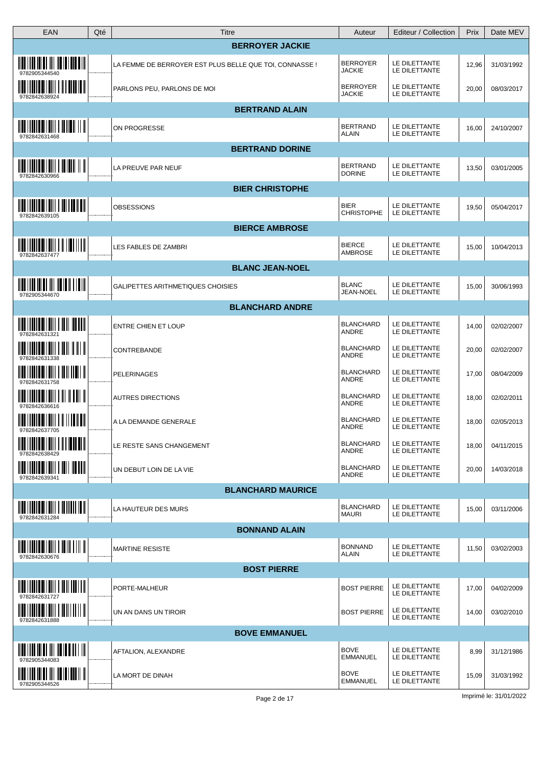| EAN | Qté | Titre | Auteur | Editeur / Collection | Prix | Date MEV |
|---|---|---|---|---|---|---|
| | | **BERROYER JACKIE** | | | | |
| 9782905344540 | | LA FEMME DE BERROYER EST PLUS BELLE QUE TOI, CONNASSE ! | BERROYER JACKIE | LE DILETTANTE LE DILETTANTE | 12,96 | 31/03/1992 |
| 9782842638924 | | PARLONS PEU, PARLONS DE MOI | BERROYER JACKIE | LE DILETTANTE LE DILETTANTE | 20,00 | 08/03/2017 |
| | | **BERTRAND ALAIN** | | | | |
| 9782842631468 | | ON PROGRESSE | BERTRAND ALAIN | LE DILETTANTE LE DILETTANTE | 16,00 | 24/10/2007 |
| | | **BERTRAND DORINE** | | | | |
| 9782842630966 | | LA PREUVE PAR NEUF | BERTRAND DORINE | LE DILETTANTE LE DILETTANTE | 13,50 | 03/01/2005 |
| | | **BIER CHRISTOPHE** | | | | |
| 9782842639105 | | OBSESSIONS | BIER CHRISTOPHE | LE DILETTANTE LE DILETTANTE | 19,50 | 05/04/2017 |
| | | **BIERCE AMBROSE** | | | | |
| 9782842637477 | | LES FABLES DE ZAMBRI | BIERCE AMBROSE | LE DILETTANTE LE DILETTANTE | 15,00 | 10/04/2013 |
| | | **BLANC JEAN-NOEL** | | | | |
| 9782905344670 | | GALIPETTES ARITHMETIQUES CHOISIES | BLANC JEAN-NOEL | LE DILETTANTE LE DILETTANTE | 15,00 | 30/06/1993 |
| | | **BLANCHARD ANDRE** | | | | |
| 9782842631321 | | ENTRE CHIEN ET LOUP | BLANCHARD ANDRE | LE DILETTANTE LE DILETTANTE | 14,00 | 02/02/2007 |
| 9782842631338 | | CONTREBANDE | BLANCHARD ANDRE | LE DILETTANTE LE DILETTANTE | 20,00 | 02/02/2007 |
| 9782842631758 | | PELERINAGES | BLANCHARD ANDRE | LE DILETTANTE LE DILETTANTE | 17,00 | 08/04/2009 |
| 9782842636616 | | AUTRES DIRECTIONS | BLANCHARD ANDRE | LE DILETTANTE LE DILETTANTE | 18,00 | 02/02/2011 |
| 9782842637705 | | A LA DEMANDE GENERALE | BLANCHARD ANDRE | LE DILETTANTE LE DILETTANTE | 18,00 | 02/05/2013 |
| 9782842638429 | | LE RESTE SANS CHANGEMENT | BLANCHARD ANDRE | LE DILETTANTE LE DILETTANTE | 18,00 | 04/11/2015 |
| 9782842639341 | | UN DEBUT LOIN DE LA VIE | BLANCHARD ANDRE | LE DILETTANTE LE DILETTANTE | 20,00 | 14/03/2018 |
| | | **BLANCHARD MAURICE** | | | | |
| 9782842631284 | | LA HAUTEUR DES MURS | BLANCHARD MAURI | LE DILETTANTE LE DILETTANTE | 15,00 | 03/11/2006 |
| | | **BONNAND ALAIN** | | | | |
| 9782842630676 | | MARTINE RESISTE | BONNAND ALAIN | LE DILETTANTE LE DILETTANTE | 11,50 | 03/02/2003 |
| | | **BOST PIERRE** | | | | |
| 9782842631727 | | PORTE-MALHEUR | BOST PIERRE | LE DILETTANTE LE DILETTANTE | 17,00 | 04/02/2009 |
| 9782842631888 | | UN AN DANS UN TIROIR | BOST PIERRE | LE DILETTANTE LE DILETTANTE | 14,00 | 03/02/2010 |
| | | **BOVE EMMANUEL** | | | | |
| 9782905344083 | | AFTALION, ALEXANDRE | BOVE EMMANUEL | LE DILETTANTE LE DILETTANTE | 8,99 | 31/12/1986 |
| 9782905344526 | | LA MORT DE DINAH | BOVE EMMANUEL | LE DILETTANTE LE DILETTANTE | 15,09 | 31/03/1992 |

Imprimé le: 31/01/2022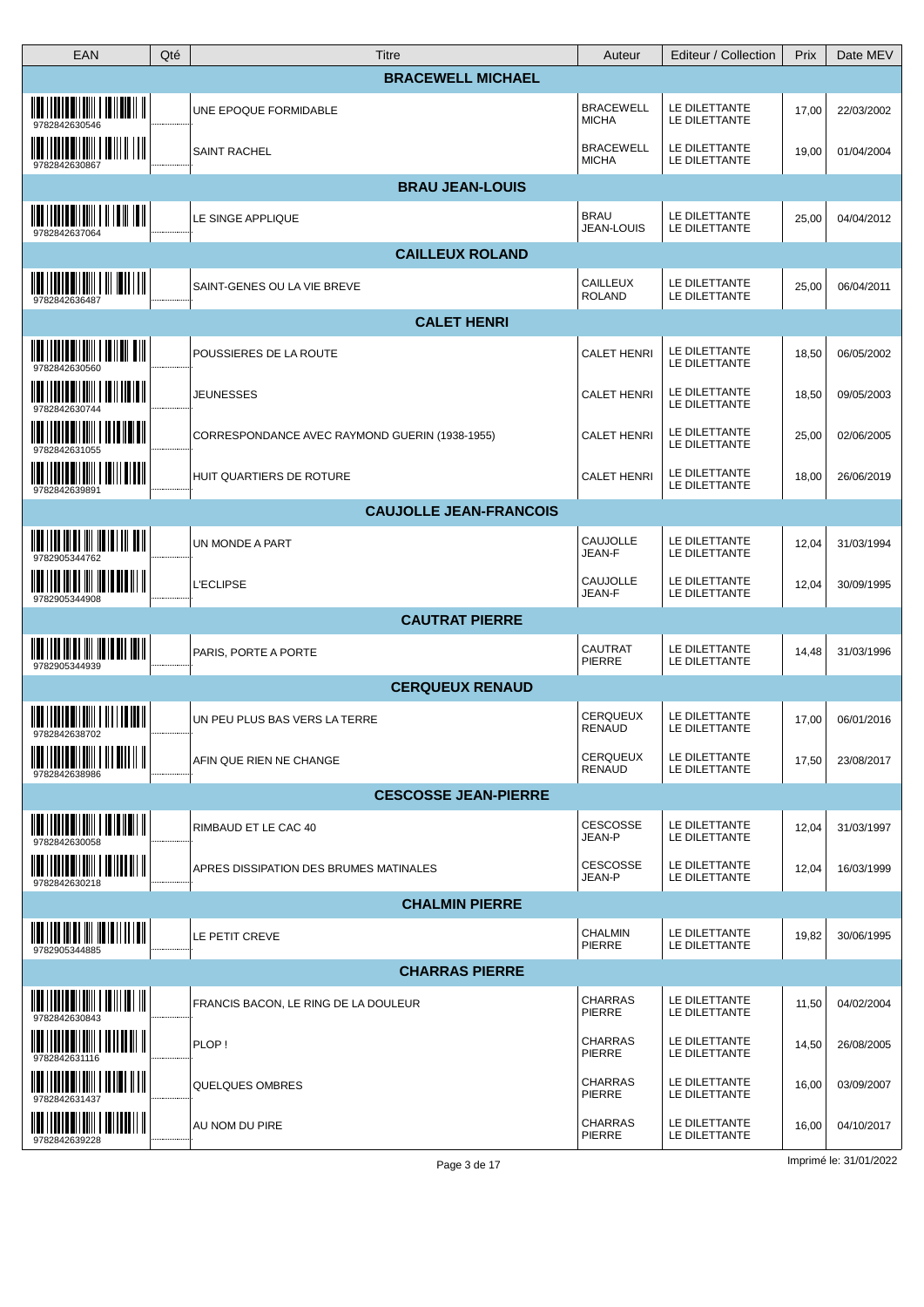| EAN | Qté | Titre | Auteur | Editeur / Collection | Prix | Date MEV |
|---|---|---|---|---|---|---|
| | | **BRACEWELL MICHAEL** | | | | |
| 9782842630546 | | UNE EPOQUE FORMIDABLE | BRACEWELL MICHA | LE DILETTANTE LE DILETTANTE | 17,00 | 22/03/2002 |
| 9782842630867 | | SAINT RACHEL | BRACEWELL MICHA | LE DILETTANTE LE DILETTANTE | 19,00 | 01/04/2004 |
| | | **BRAU JEAN-LOUIS** | | | | |
| 9782842637064 | | LE SINGE APPLIQUE | BRAU JEAN-LOUIS | LE DILETTANTE LE DILETTANTE | 25,00 | 04/04/2012 |
| | | **CAILLEUX ROLAND** | | | | |
| 9782842636487 | | SAINT-GENES OU LA VIE BREVE | CAILLEUX ROLAND | LE DILETTANTE LE DILETTANTE | 25,00 | 06/04/2011 |
| | | **CALET HENRI** | | | | |
| 9782842630560 | | POUSSIERES DE LA ROUTE | CALET HENRI | LE DILETTANTE LE DILETTANTE | 18,50 | 06/05/2002 |
| 9782842630744 | | JEUNESSES | CALET HENRI | LE DILETTANTE LE DILETTANTE | 18,50 | 09/05/2003 |
| 9782842631055 | | CORRESPONDANCE AVEC RAYMOND GUERIN (1938-1955) | CALET HENRI | LE DILETTANTE LE DILETTANTE | 25,00 | 02/06/2005 |
| 9782842639891 | | HUIT QUARTIERS DE ROTURE | CALET HENRI | LE DILETTANTE LE DILETTANTE | 18,00 | 26/06/2019 |
| | | **CAUJOLLE JEAN-FRANCOIS** | | | | |
| 9782905344762 | | UN MONDE A PART | CAUJOLLE JEAN-F | LE DILETTANTE LE DILETTANTE | 12,04 | 31/03/1994 |
| 9782905344908 | | L'ECLIPSE | CAUJOLLE JEAN-F | LE DILETTANTE LE DILETTANTE | 12,04 | 30/09/1995 |
| | | **CAUTRAT PIERRE** | | | | |
| 9782905344939 | | PARIS, PORTE A PORTE | CAUTRAT PIERRE | LE DILETTANTE LE DILETTANTE | 14,48 | 31/03/1996 |
| | | **CERQUEUX RENAUD** | | | | |
| 9782842638702 | | UN PEU PLUS BAS VERS LA TERRE | CERQUEUX RENAUD | LE DILETTANTE LE DILETTANTE | 17,00 | 06/01/2016 |
| 9782842638986 | | AFIN QUE RIEN NE CHANGE | CERQUEUX RENAUD | LE DILETTANTE LE DILETTANTE | 17,50 | 23/08/2017 |
| | | **CESCOSSE JEAN-PIERRE** | | | | |
| 9782842630058 | | RIMBAUD ET LE CAC 40 | CESCOSSE JEAN-P | LE DILETTANTE LE DILETTANTE | 12,04 | 31/03/1997 |
| 9782842630218 | | APRES DISSIPATION DES BRUMES MATINALES | CESCOSSE JEAN-P | LE DILETTANTE LE DILETTANTE | 12,04 | 16/03/1999 |
| | | **CHALMIN PIERRE** | | | | |
| 9782905344885 | | LE PETIT CREVE | CHALMIN PIERRE | LE DILETTANTE LE DILETTANTE | 19,82 | 30/06/1995 |
| | | **CHARRAS PIERRE** | | | | |
| 9782842630843 | | FRANCIS BACON, LE RING DE LA DOULEUR | CHARRAS PIERRE | LE DILETTANTE LE DILETTANTE | 11,50 | 04/02/2004 |
| 9782842631116 | | PLOP ! | CHARRAS PIERRE | LE DILETTANTE LE DILETTANTE | 14,50 | 26/08/2005 |
| 9782842631437 | | QUELQUES OMBRES | CHARRAS PIERRE | LE DILETTANTE LE DILETTANTE | 16,00 | 03/09/2007 |
| 9782842639228 | | AU NOM DU PIRE | CHARRAS PIERRE | LE DILETTANTE LE DILETTANTE | 16,00 | 04/10/2017 |

Imprimé le: 31/01/2022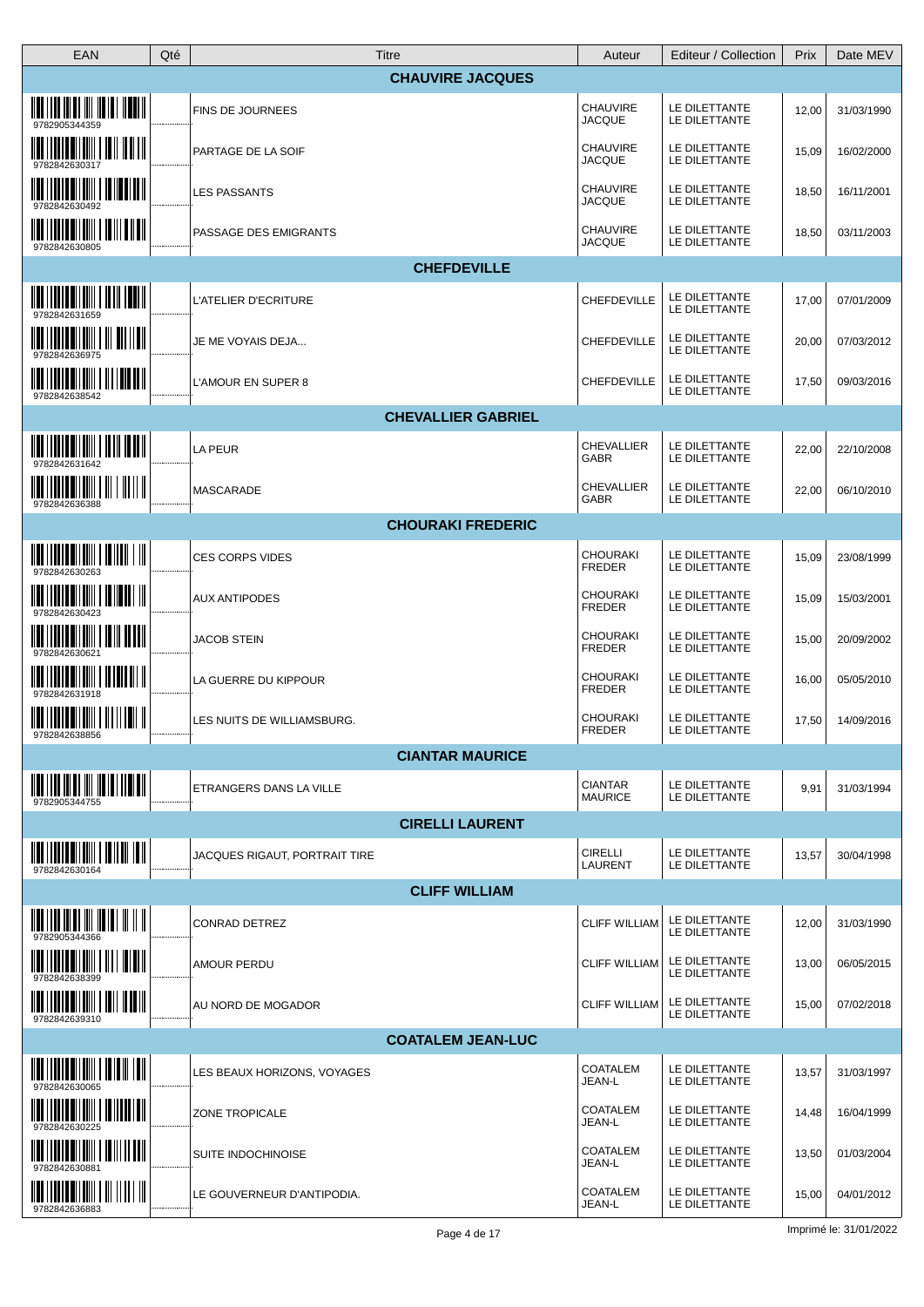| EAN | Qté | Titre | Auteur | Editeur / Collection | Prix | Date MEV |
|---|---|---|---|---|---|---|
| | | **CHAUVIRE JACQUES** | | | | |
| 9782905344359 | | FINS DE JOURNEES | CHAUVIRE JACQUE | LE DILETTANTE LE DILETTANTE | 12,00 | 31/03/1990 |
| 9782842630317 | | PARTAGE DE LA SOIF | CHAUVIRE JACQUE | LE DILETTANTE LE DILETTANTE | 15,09 | 16/02/2000 |
| 9782842630492 | | LES PASSANTS | CHAUVIRE JACQUE | LE DILETTANTE LE DILETTANTE | 18,50 | 16/11/2001 |
| 9782842630805 | | PASSAGE DES EMIGRANTS | CHAUVIRE JACQUE | LE DILETTANTE LE DILETTANTE | 18,50 | 03/11/2003 |
| | | **CHEFDEVILLE** | | | | |
| 9782842631659 | | L'ATELIER D'ECRITURE | CHEFDEVILLE | LE DILETTANTE LE DILETTANTE | 17,00 | 07/01/2009 |
| 9782842636975 | | JE ME VOYAIS DEJA... | CHEFDEVILLE | LE DILETTANTE LE DILETTANTE | 20,00 | 07/03/2012 |
| 9782842638542 | | L'AMOUR EN SUPER 8 | CHEFDEVILLE | LE DILETTANTE LE DILETTANTE | 17,50 | 09/03/2016 |
| | | **CHEVALLIER GABRIEL** | | | | |
| 9782842631642 | | LA PEUR | CHEVALLIER GABR | LE DILETTANTE LE DILETTANTE | 22,00 | 22/10/2008 |
| 9782842636388 | | MASCARADE | CHEVALLIER GABR | LE DILETTANTE LE DILETTANTE | 22,00 | 06/10/2010 |
| | | **CHOURAKI FREDERIC** | | | | |
| 9782842630263 | | CES CORPS VIDES | CHOURAKI FREDER | LE DILETTANTE LE DILETTANTE | 15,09 | 23/08/1999 |
| 9782842630423 | | AUX ANTIPODES | CHOURAKI FREDER | LE DILETTANTE LE DILETTANTE | 15,09 | 15/03/2001 |
| 9782842630621 | | JACOB STEIN | CHOURAKI FREDER | LE DILETTANTE LE DILETTANTE | 15,00 | 20/09/2002 |
| 9782842631918 | | LA GUERRE DU KIPPOUR | CHOURAKI FREDER | LE DILETTANTE LE DILETTANTE | 16,00 | 05/05/2010 |
| 9782842638856 | | LES NUITS DE WILLIAMSBURG. | CHOURAKI FREDER | LE DILETTANTE LE DILETTANTE | 17,50 | 14/09/2016 |
| | | **CIANTAR MAURICE** | | | | |
| 9782905344755 | | ETRANGERS DANS LA VILLE | CIANTAR MAURICE | LE DILETTANTE LE DILETTANTE | 9,91 | 31/03/1994 |
| | | **CIRELLI LAURENT** | | | | |
| 9782842630164 | | JACQUES RIGAUT, PORTRAIT TIRE | CIRELLI LAURENT | LE DILETTANTE LE DILETTANTE | 13,57 | 30/04/1998 |
| | | **CLIFF WILLIAM** | | | | |
| 9782905344366 | | CONRAD DETREZ | CLIFF WILLIAM | LE DILETTANTE LE DILETTANTE | 12,00 | 31/03/1990 |
| 9782842638399 | | AMOUR PERDU | CLIFF WILLIAM | LE DILETTANTE LE DILETTANTE | 13,00 | 06/05/2015 |
| 9782842639310 | | AU NORD DE MOGADOR | CLIFF WILLIAM | LE DILETTANTE LE DILETTANTE | 15,00 | 07/02/2018 |
| | | **COATALEM JEAN-LUC** | | | | |
| 9782842630065 | | LES BEAUX HORIZONS, VOYAGES | COATALEM JEAN-L | LE DILETTANTE LE DILETTANTE | 13,57 | 31/03/1997 |
| 9782842630225 | | ZONE TROPICALE | COATALEM JEAN-L | LE DILETTANTE LE DILETTANTE | 14,48 | 16/04/1999 |
| 9782842630881 | | SUITE INDOCHINOISE | COATALEM JEAN-L | LE DILETTANTE LE DILETTANTE | 13,50 | 01/03/2004 |
| 9782842636883 | | LE GOUVERNEUR D'ANTIPODIA. | COATALEM JEAN-L | LE DILETTANTE LE DILETTANTE | 15,00 | 04/01/2012 |

Imprimé le: 31/01/2022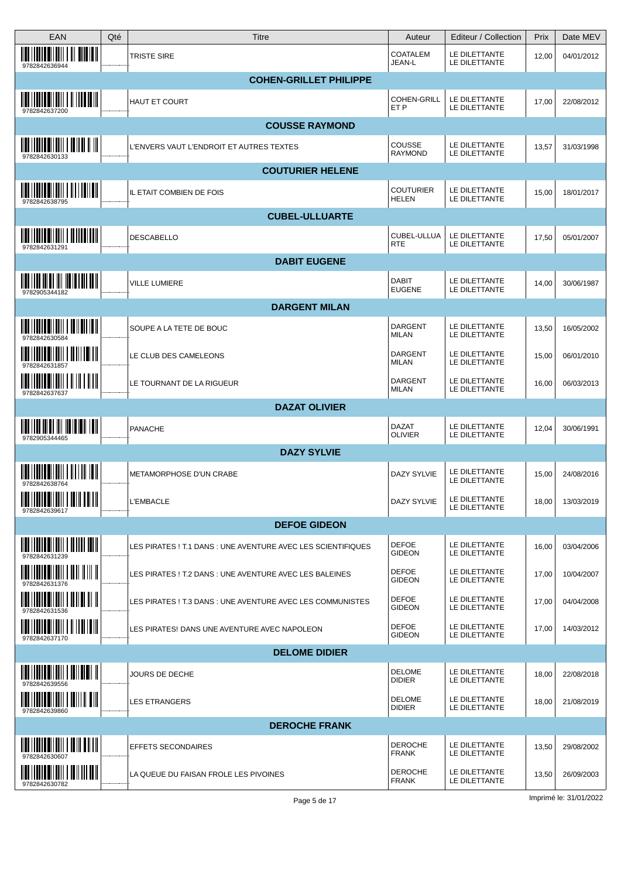| EAN | Qté | Titre | Auteur | Editeur / Collection | Prix | Date MEV |
|---|---|---|---|---|---|---|
| 9782842636944 | | TRISTE SIRE | COATALEM JEAN-L | LE DILETTANTE LE DILETTANTE | 12,00 | 04/01/2012 |
| | | **COHEN-GRILLET PHILIPPE** | | | | |
| 9782842637200 | | HAUT ET COURT | COHEN-GRILLET P | LE DILETTANTE LE DILETTANTE | 17,00 | 22/08/2012 |
| | | **COUSSE RAYMOND** | | | | |
| 9782842630133 | | L'ENVERS VAUT L'ENDROIT ET AUTRES TEXTES | COUSSE RAYMOND | LE DILETTANTE LE DILETTANTE | 13,57 | 31/03/1998 |
| | | **COUTURIER HELENE** | | | | |
| 9782842638795 | | IL ETAIT COMBIEN DE FOIS | COUTURIER HELEN | LE DILETTANTE LE DILETTANTE | 15,00 | 18/01/2017 |
| | | **CUBEL-ULLUARTE** | | | | |
| 9782842631291 | | DESCABELLO | CUBEL-ULLUA RTE | LE DILETTANTE LE DILETTANTE | 17,50 | 05/01/2007 |
| | | **DABIT EUGENE** | | | | |
| 9782905344182 | | VILLE LUMIERE | DABIT EUGENE | LE DILETTANTE LE DILETTANTE | 14,00 | 30/06/1987 |
| | | **DARGENT MILAN** | | | | |
| 9782842630584 | | SOUPE A LA TETE DE BOUC | DARGENT MILAN | LE DILETTANTE LE DILETTANTE | 13,50 | 16/05/2002 |
| 9782842631857 | | LE CLUB DES CAMELEONS | DARGENT MILAN | LE DILETTANTE LE DILETTANTE | 15,00 | 06/01/2010 |
| 9782842637637 | | LE TOURNANT DE LA RIGUEUR | DARGENT MILAN | LE DILETTANTE LE DILETTANTE | 16,00 | 06/03/2013 |
| | | **DAZAT OLIVIER** | | | | |
| 9782905344465 | | PANACHE | DAZAT OLIVIER | LE DILETTANTE LE DILETTANTE | 12,04 | 30/06/1991 |
| | | **DAZY SYLVIE** | | | | |
| 9782842638764 | | METAMORPHOSE D'UN CRABE | DAZY SYLVIE | LE DILETTANTE LE DILETTANTE | 15,00 | 24/08/2016 |
| 9782842639617 | | L'EMBACLE | DAZY SYLVIE | LE DILETTANTE LE DILETTANTE | 18,00 | 13/03/2019 |
| | | **DEFOE GIDEON** | | | | |
| 9782842631239 | | LES PIRATES ! T.1 DANS : UNE AVENTURE AVEC LES SCIENTIFIQUES | DEFOE GIDEON | LE DILETTANTE LE DILETTANTE | 16,00 | 03/04/2006 |
| 9782842631376 | | LES PIRATES ! T.2 DANS : UNE AVENTURE AVEC LES BALEINES | DEFOE GIDEON | LE DILETTANTE LE DILETTANTE | 17,00 | 10/04/2007 |
| 9782842631536 | | LES PIRATES ! T.3 DANS : UNE AVENTURE AVEC LES COMMUNISTES | DEFOE GIDEON | LE DILETTANTE LE DILETTANTE | 17,00 | 04/04/2008 |
| 9782842637170 | | LES PIRATES! DANS UNE AVENTURE AVEC NAPOLEON | DEFOE GIDEON | LE DILETTANTE LE DILETTANTE | 17,00 | 14/03/2012 |
| | | **DELOME DIDIER** | | | | |
| 9782842639556 | | JOURS DE DECHE | DELOME DIDIER | LE DILETTANTE LE DILETTANTE | 18,00 | 22/08/2018 |
| 9782842639860 | | LES ETRANGERS | DELOME DIDIER | LE DILETTANTE LE DILETTANTE | 18,00 | 21/08/2019 |
| | | **DEROCHE FRANK** | | | | |
| 9782842630607 | | EFFETS SECONDAIRES | DEROCHE FRANK | LE DILETTANTE LE DILETTANTE | 13,50 | 29/08/2002 |
| 9782842630782 | | LA QUEUE DU FAISAN FROLE LES PIVOINES | DEROCHE FRANK | LE DILETTANTE LE DILETTANTE | 13,50 | 26/09/2003 |

Imprimé le: 31/01/2022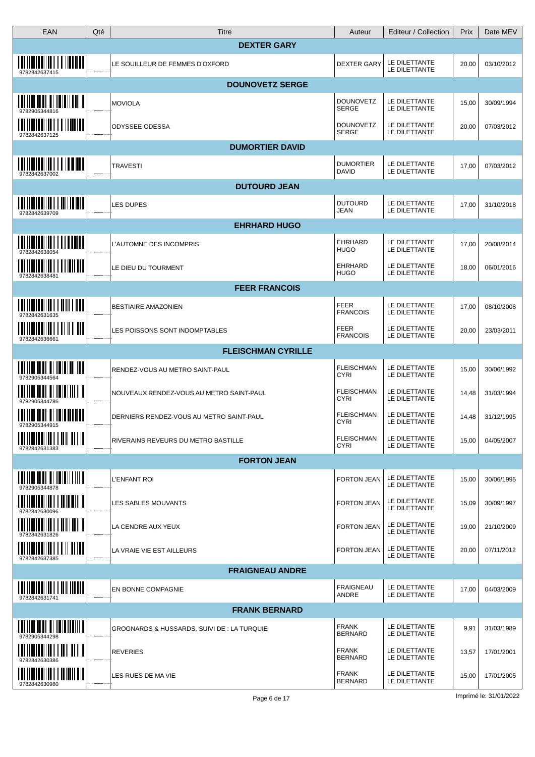| EAN | Qté | Titre | Auteur | Editeur / Collection | Prix | Date MEV |
|---|---|---|---|---|---|---|
| **DEXTER GARY** | | | | | | |
| 9782842637415 | | LE SOUILLEUR DE FEMMES D'OXFORD | DEXTER GARY | LE DILETTANTE LE DILETTANTE | 20,00 | 03/10/2012 |
| **DOUNOVETZ SERGE** | | | | | | |
| 9782905344816 | | MOVIOLA | DOUNOVETZ SERGE | LE DILETTANTE LE DILETTANTE | 15,00 | 30/09/1994 |
| 9782842637125 | | ODYSSEE ODESSA | DOUNOVETZ SERGE | LE DILETTANTE LE DILETTANTE | 20,00 | 07/03/2012 |
| **DUMORTIER DAVID** | | | | | | |
| 9782842637002 | | TRAVESTI | DUMORTIER DAVID | LE DILETTANTE LE DILETTANTE | 17,00 | 07/03/2012 |
| **DUTOURD JEAN** | | | | | | |
| 9782842639709 | | LES DUPES | DUTOURD JEAN | LE DILETTANTE LE DILETTANTE | 17,00 | 31/10/2018 |
| **EHRHARD HUGO** | | | | | | |
| 9782842638054 | | L'AUTOMNE DES INCOMPRIS | EHRHARD HUGO | LE DILETTANTE LE DILETTANTE | 17,00 | 20/08/2014 |
| 9782842638481 | | LE DIEU DU TOURMENT | EHRHARD HUGO | LE DILETTANTE LE DILETTANTE | 18,00 | 06/01/2016 |
| **FEER FRANCOIS** | | | | | | |
| 9782842631635 | | BESTIAIRE AMAZONIEN | FEER FRANCOIS | LE DILETTANTE LE DILETTANTE | 17,00 | 08/10/2008 |
| 9782842636661 | | LES POISSONS SONT INDOMPTABLES | FEER FRANCOIS | LE DILETTANTE LE DILETTANTE | 20,00 | 23/03/2011 |
| **FLEISCHMAN CYRILLE** | | | | | | |
| 9782905344564 | | RENDEZ-VOUS AU METRO SAINT-PAUL | FLEISCHMAN CYRI | LE DILETTANTE LE DILETTANTE | 15,00 | 30/06/1992 |
| 9782905344786 | | NOUVEAUX RENDEZ-VOUS AU METRO SAINT-PAUL | FLEISCHMAN CYRI | LE DILETTANTE LE DILETTANTE | 14,48 | 31/03/1994 |
| 9782905344915 | | DERNIERS RENDEZ-VOUS AU METRO SAINT-PAUL | FLEISCHMAN CYRI | LE DILETTANTE LE DILETTANTE | 14,48 | 31/12/1995 |
| 9782842631383 | | RIVERAINS REVEURS DU METRO BASTILLE | FLEISCHMAN CYRI | LE DILETTANTE LE DILETTANTE | 15,00 | 04/05/2007 |
| **FORTON JEAN** | | | | | | |
| 9782905344878 | | L'ENFANT ROI | FORTON JEAN | LE DILETTANTE LE DILETTANTE | 15,00 | 30/06/1995 |
| 9782842630096 | | LES SABLES MOUVANTS | FORTON JEAN | LE DILETTANTE LE DILETTANTE | 15,09 | 30/09/1997 |
| 9782842631826 | | LA CENDRE AUX YEUX | FORTON JEAN | LE DILETTANTE LE DILETTANTE | 19,00 | 21/10/2009 |
| 9782842637385 | | LA VRAIE VIE EST AILLEURS | FORTON JEAN | LE DILETTANTE LE DILETTANTE | 20,00 | 07/11/2012 |
| **FRAIGNEAU ANDRE** | | | | | | |
| 9782842631741 | | EN BONNE COMPAGNIE | FRAIGNEAU ANDRE | LE DILETTANTE LE DILETTANTE | 17,00 | 04/03/2009 |
| **FRANK BERNARD** | | | | | | |
| 9782905344298 | | GROGNARDS & HUSSARDS, SUIVI DE : LA TURQUIE | FRANK BERNARD | LE DILETTANTE LE DILETTANTE | 9,91 | 31/03/1989 |
| 9782842630386 | | REVERIES | FRANK BERNARD | LE DILETTANTE LE DILETTANTE | 13,57 | 17/01/2001 |
| 9782842630980 | | LES RUES DE MA VIE | FRANK BERNARD | LE DILETTANTE LE DILETTANTE | 15,00 | 17/01/2005 |

Imprimé le: 31/01/2022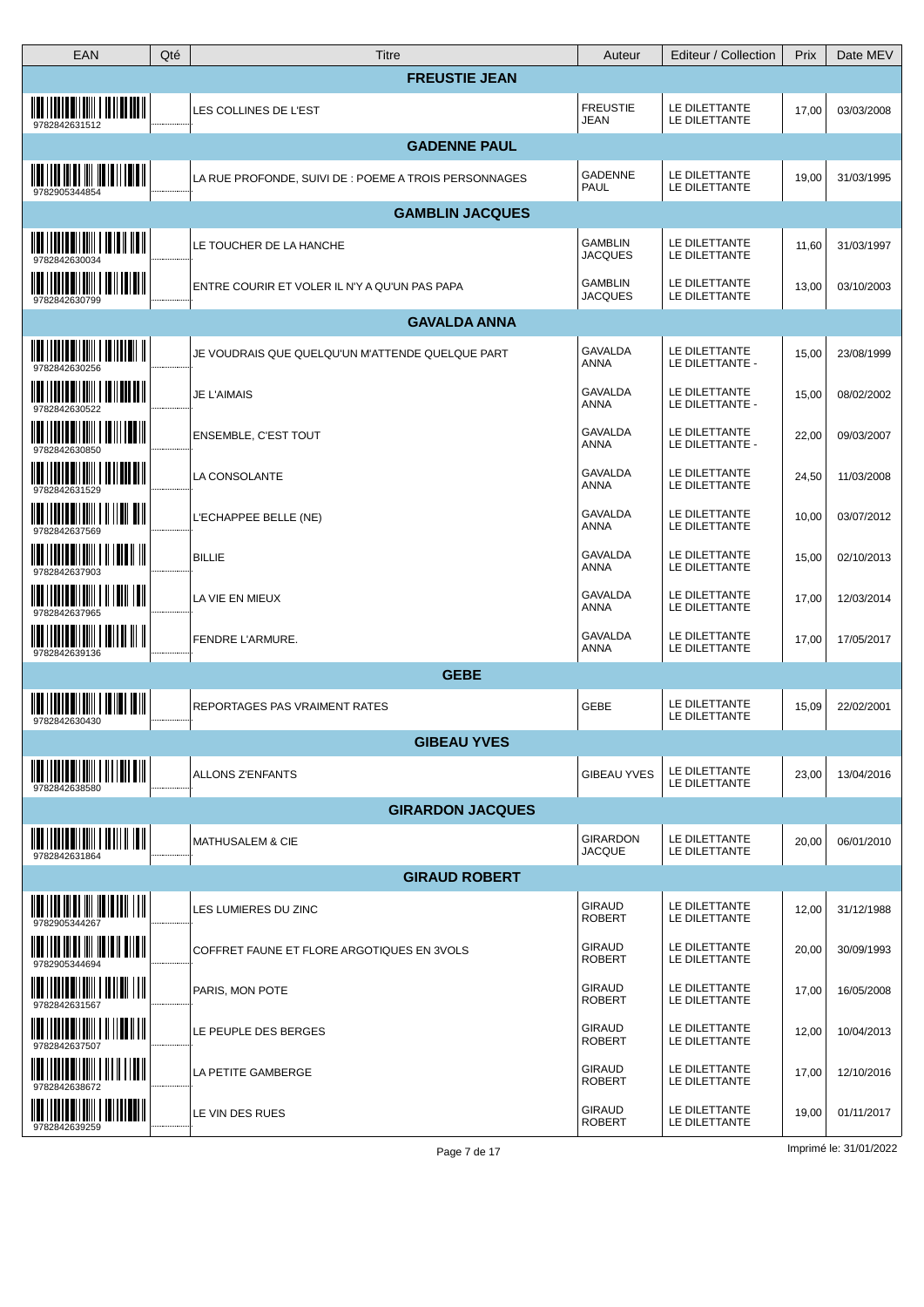| EAN | Qté | Titre | Auteur | Editeur / Collection | Prix | Date MEV |
|---|---|---|---|---|---|---|
| **FREUSTIE JEAN** | | | | | | |
| 9782842631512 | | LES COLLINES DE L'EST | FREUSTIE JEAN | LE DILETTANTE LE DILETTANTE | 17,00 | 03/03/2008 |
| **GADENNE PAUL** | | | | | | |
| 9782905344854 | | LA RUE PROFONDE, SUIVI DE : POEME A TROIS PERSONNAGES | GADENNE PAUL | LE DILETTANTE LE DILETTANTE | 19,00 | 31/03/1995 |
| **GAMBLIN JACQUES** | | | | | | |
| 9782842630034 | | LE TOUCHER DE LA HANCHE | GAMBLIN JACQUES | LE DILETTANTE LE DILETTANTE | 11,60 | 31/03/1997 |
| 9782842630799 | | ENTRE COURIR ET VOLER IL N'Y A QU'UN PAS PAPA | GAMBLIN JACQUES | LE DILETTANTE LE DILETTANTE | 13,00 | 03/10/2003 |
| **GAVALDA ANNA** | | | | | | |
| 9782842630256 | | JE VOUDRAIS QUE QUELQU'UN M'ATTENDE QUELQUE PART | GAVALDA ANNA | LE DILETTANTE LE DILETTANTE - | 15,00 | 23/08/1999 |
| 9782842630522 | | JE L'AIMAIS | GAVALDA ANNA | LE DILETTANTE LE DILETTANTE - | 15,00 | 08/02/2002 |
| 9782842630850 | | ENSEMBLE, C'EST TOUT | GAVALDA ANNA | LE DILETTANTE LE DILETTANTE - | 22,00 | 09/03/2007 |
| 9782842631529 | | LA CONSOLANTE | GAVALDA ANNA | LE DILETTANTE LE DILETTANTE | 24,50 | 11/03/2008 |
| 9782842637569 | | L'ECHAPPEE BELLE (NE) | GAVALDA ANNA | LE DILETTANTE LE DILETTANTE | 10,00 | 03/07/2012 |
| 9782842637903 | | BILLIE | GAVALDA ANNA | LE DILETTANTE LE DILETTANTE | 15,00 | 02/10/2013 |
| 9782842637965 | | LA VIE EN MIEUX | GAVALDA ANNA | LE DILETTANTE LE DILETTANTE | 17,00 | 12/03/2014 |
| 9782842639136 | | FENDRE L'ARMURE. | GAVALDA ANNA | LE DILETTANTE LE DILETTANTE | 17,00 | 17/05/2017 |
| **GEBE** | | | | | | |
| 9782842630430 | | REPORTAGES PAS VRAIMENT RATES | GEBE | LE DILETTANTE LE DILETTANTE | 15,09 | 22/02/2001 |
| **GIBEAU YVES** | | | | | | |
| 9782842638580 | | ALLONS Z'ENFANTS | GIBEAU YVES | LE DILETTANTE LE DILETTANTE | 23,00 | 13/04/2016 |
| **GIRARDON JACQUES** | | | | | | |
| 9782842631864 | | MATHUSALEM & CIE | GIRARDON JACQUE | LE DILETTANTE LE DILETTANTE | 20,00 | 06/01/2010 |
| **GIRAUD ROBERT** | | | | | | |
| 9782905344267 | | LES LUMIERES DU ZINC | GIRAUD ROBERT | LE DILETTANTE LE DILETTANTE | 12,00 | 31/12/1988 |
| 9782905344694 | | COFFRET FAUNE ET FLORE ARGOTIQUES EN 3VOLS | GIRAUD ROBERT | LE DILETTANTE LE DILETTANTE | 20,00 | 30/09/1993 |
| 9782842631567 | | PARIS, MON POTE | GIRAUD ROBERT | LE DILETTANTE LE DILETTANTE | 17,00 | 16/05/2008 |
| 9782842637507 | | LE PEUPLE DES BERGES | GIRAUD ROBERT | LE DILETTANTE LE DILETTANTE | 12,00 | 10/04/2013 |
| 9782842638672 | | LA PETITE GAMBERGE | GIRAUD ROBERT | LE DILETTANTE LE DILETTANTE | 17,00 | 12/10/2016 |
| 9782842639259 | | LE VIN DES RUES | GIRAUD ROBERT | LE DILETTANTE LE DILETTANTE | 19,00 | 01/11/2017 |

Imprimé le: 31/01/2022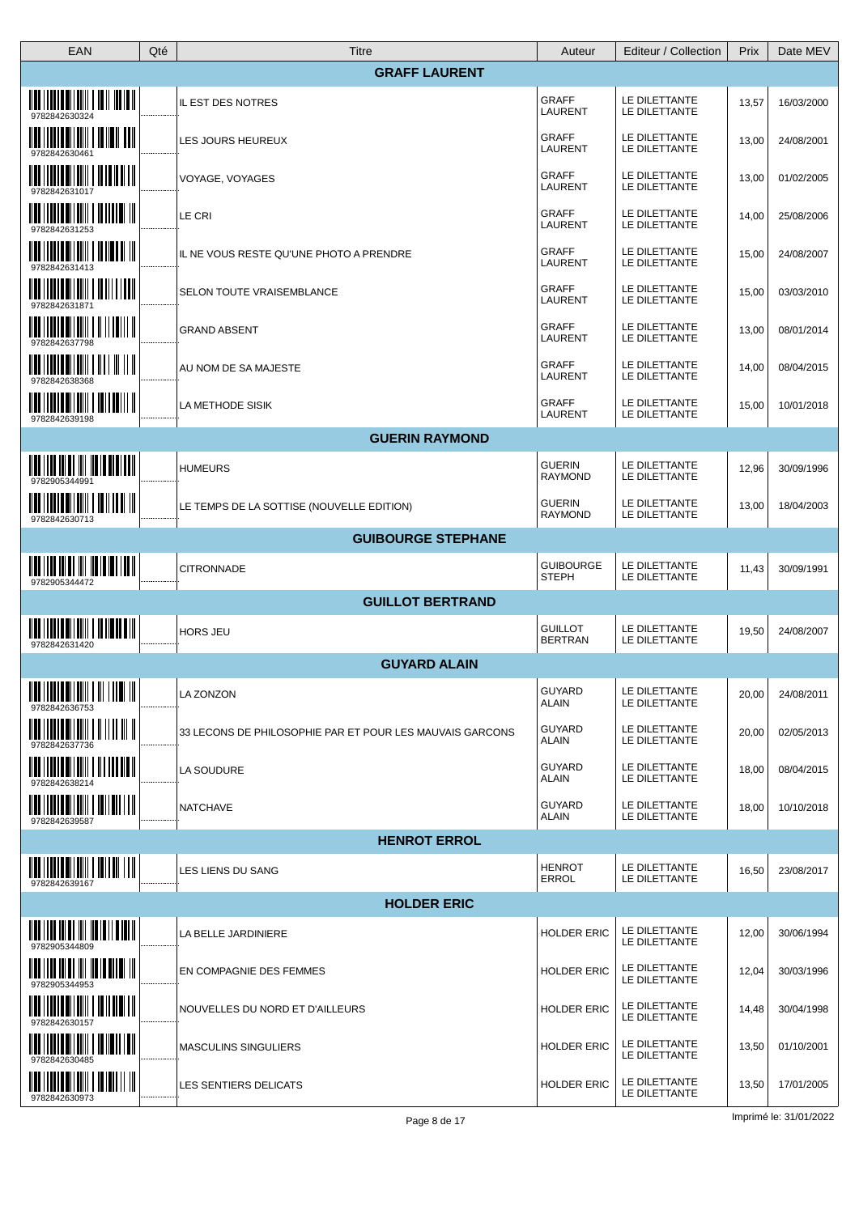| EAN | Qté | Titre | Auteur | Editeur / Collection | Prix | Date MEV |
|---|---|---|---|---|---|---|
| | | **GRAFF LAURENT** | | | | |
| 9782842630324 | | IL EST DES NOTRES | GRAFF LAURENT | LE DILETTANTE LE DILETTANTE | 13,57 | 16/03/2000 |
| 9782842630461 | | LES JOURS HEUREUX | GRAFF LAURENT | LE DILETTANTE LE DILETTANTE | 13,00 | 24/08/2001 |
| 9782842631017 | | VOYAGE, VOYAGES | GRAFF LAURENT | LE DILETTANTE LE DILETTANTE | 13,00 | 01/02/2005 |
| 9782842631253 | | LE CRI | GRAFF LAURENT | LE DILETTANTE LE DILETTANTE | 14,00 | 25/08/2006 |
| 9782842631413 | | IL NE VOUS RESTE QU'UNE PHOTO A PRENDRE | GRAFF LAURENT | LE DILETTANTE LE DILETTANTE | 15,00 | 24/08/2007 |
| 9782842631871 | | SELON TOUTE VRAISEMBLANCE | GRAFF LAURENT | LE DILETTANTE LE DILETTANTE | 15,00 | 03/03/2010 |
| 9782842637798 | | GRAND ABSENT | GRAFF LAURENT | LE DILETTANTE LE DILETTANTE | 13,00 | 08/01/2014 |
| 9782842638368 | | AU NOM DE SA MAJESTE | GRAFF LAURENT | LE DILETTANTE LE DILETTANTE | 14,00 | 08/04/2015 |
| 9782842639198 | | LA METHODE SISIK | GRAFF LAURENT | LE DILETTANTE LE DILETTANTE | 15,00 | 10/01/2018 |
| | | **GUERIN RAYMOND** | | | | |
| 9782905344991 | | HUMEURS | GUERIN RAYMOND | LE DILETTANTE LE DILETTANTE | 12,96 | 30/09/1996 |
| 9782842630713 | | LE TEMPS DE LA SOTTISE (NOUVELLE EDITION) | GUERIN RAYMOND | LE DILETTANTE LE DILETTANTE | 13,00 | 18/04/2003 |
| | | **GUIBOURGE STEPHANE** | | | | |
| 9782905344472 | | CITRONNADE | GUIBOURGE STEPH | LE DILETTANTE LE DILETTANTE | 11,43 | 30/09/1991 |
| | | **GUILLOT BERTRAND** | | | | |
| 9782842631420 | | HORS JEU | GUILLOT BERTRAN | LE DILETTANTE LE DILETTANTE | 19,50 | 24/08/2007 |
| | | **GUYARD ALAIN** | | | | |
| 9782842636753 | | LA ZONZON | GUYARD ALAIN | LE DILETTANTE LE DILETTANTE | 20,00 | 24/08/2011 |
| 9782842637736 | | 33 LECONS DE PHILOSOPHIE PAR ET POUR LES MAUVAIS GARCONS | GUYARD ALAIN | LE DILETTANTE LE DILETTANTE | 20,00 | 02/05/2013 |
| 9782842638214 | | LA SOUDURE | GUYARD ALAIN | LE DILETTANTE LE DILETTANTE | 18,00 | 08/04/2015 |
| 9782842639587 | | NATCHAVE | GUYARD ALAIN | LE DILETTANTE LE DILETTANTE | 18,00 | 10/10/2018 |
| | | **HENROT ERROL** | | | | |
| 9782842639167 | | LES LIENS DU SANG | HENROT ERROL | LE DILETTANTE LE DILETTANTE | 16,50 | 23/08/2017 |
| | | **HOLDER ERIC** | | | | |
| 9782905344809 | | LA BELLE JARDINIERE | HOLDER ERIC | LE DILETTANTE LE DILETTANTE | 12,00 | 30/06/1994 |
| 9782905344953 | | EN COMPAGNIE DES FEMMES | HOLDER ERIC | LE DILETTANTE LE DILETTANTE | 12,04 | 30/03/1996 |
| 9782842630157 | | NOUVELLES DU NORD ET D'AILLEURS | HOLDER ERIC | LE DILETTANTE LE DILETTANTE | 14,48 | 30/04/1998 |
| 9782842630485 | | MASCULINS SINGULIERS | HOLDER ERIC | LE DILETTANTE LE DILETTANTE | 13,50 | 01/10/2001 |
| 9782842630973 | | LES SENTIERS DELICATS | HOLDER ERIC | LE DILETTANTE LE DILETTANTE | 13,50 | 17/01/2005 |

Imprimé le: 31/01/2022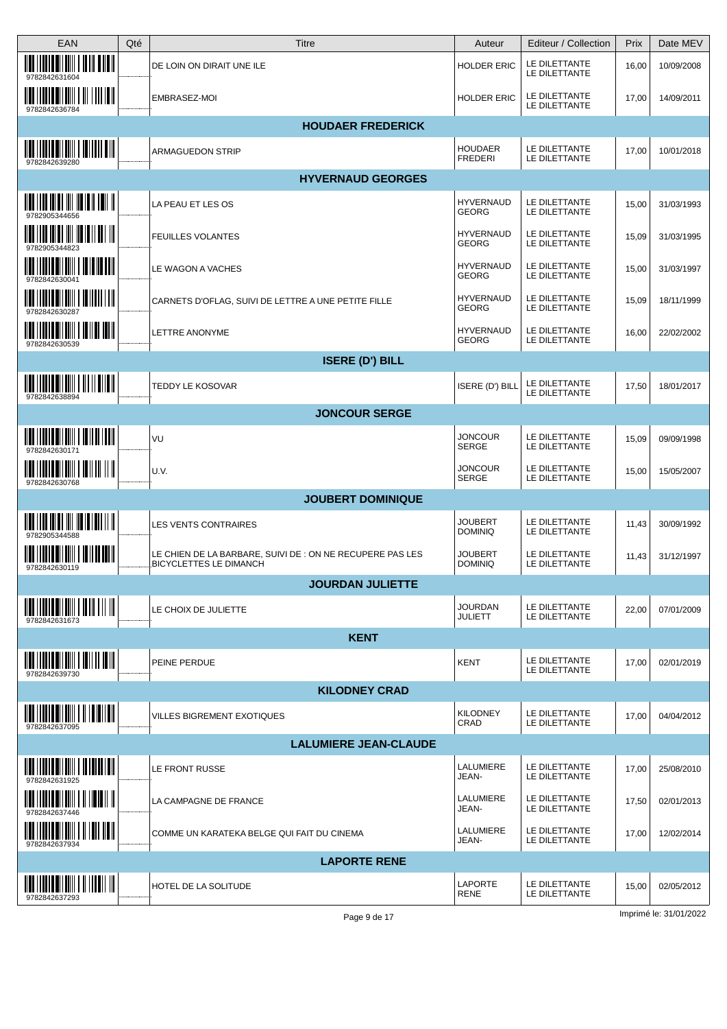| EAN | Qté | Titre | Auteur | Editeur / Collection | Prix | Date MEV |
|---|---|---|---|---|---|---|
| 9782842631604 | | DE LOIN ON DIRAIT UNE ILE | HOLDER ERIC | LE DILETTANTE LE DILETTANTE | 16,00 | 10/09/2008 |
| 9782842636784 | | EMBRASEZ-MOI | HOLDER ERIC | LE DILETTANTE LE DILETTANTE | 17,00 | 14/09/2011 |
| **HOUDAER FREDERICK** | | | | | | |
| 9782842639280 | | ARMAGUEDON STRIP | HOUDAER FREDERI | LE DILETTANTE LE DILETTANTE | 17,00 | 10/01/2018 |
| **HYVERNAUD GEORGES** | | | | | | |
| 9782905344656 | | LA PEAU ET LES OS | HYVERNAUD GEORG | LE DILETTANTE LE DILETTANTE | 15,00 | 31/03/1993 |
| 9782905344823 | | FEUILLES VOLANTES | HYVERNAUD GEORG | LE DILETTANTE LE DILETTANTE | 15,09 | 31/03/1995 |
| 9782842630041 | | LE WAGON A VACHES | HYVERNAUD GEORG | LE DILETTANTE LE DILETTANTE | 15,00 | 31/03/1997 |
| 9782842630287 | | CARNETS D'OFLAG, SUIVI DE LETTRE A UNE PETITE FILLE | HYVERNAUD GEORG | LE DILETTANTE LE DILETTANTE | 15,09 | 18/11/1999 |
| 9782842630539 | | LETTRE ANONYME | HYVERNAUD GEORG | LE DILETTANTE LE DILETTANTE | 16,00 | 22/02/2002 |
| **ISERE (D') BILL** | | | | | | |
| 9782842638894 | | TEDDY LE KOSOVAR | ISERE (D') BILL | LE DILETTANTE LE DILETTANTE | 17,50 | 18/01/2017 |
| **JONCOUR SERGE** | | | | | | |
| 9782842630171 | | VU | JONCOUR SERGE | LE DILETTANTE LE DILETTANTE | 15,09 | 09/09/1998 |
| 9782842630768 | | U.V. | JONCOUR SERGE | LE DILETTANTE LE DILETTANTE | 15,00 | 15/05/2007 |
| **JOUBERT DOMINIQUE** | | | | | | |
| 9782905344588 | | LES VENTS CONTRAIRES | JOUBERT DOMINIQ | LE DILETTANTE LE DILETTANTE | 11,43 | 30/09/1992 |
| 9782842630119 | | LE CHIEN DE LA BARBARE, SUIVI DE : ON NE RECUPERE PAS LES BICYCLETTES LE DIMANCH | JOUBERT DOMINIQ | LE DILETTANTE LE DILETTANTE | 11,43 | 31/12/1997 |
| **JOURDAN JULIETTE** | | | | | | |
| 9782842631673 | | LE CHOIX DE JULIETTE | JOURDAN JULIETT | LE DILETTANTE LE DILETTANTE | 22,00 | 07/01/2009 |
| **KENT** | | | | | | |
| 9782842639730 | | PEINE PERDUE | KENT | LE DILETTANTE LE DILETTANTE | 17,00 | 02/01/2019 |
| **KILODNEY CRAD** | | | | | | |
| 9782842637095 | | VILLES BIGREMENT EXOTIQUES | KILODNEY CRAD | LE DILETTANTE LE DILETTANTE | 17,00 | 04/04/2012 |
| **LALUMIERE JEAN-CLAUDE** | | | | | | |
| 9782842631925 | | LE FRONT RUSSE | LALUMIERE JEAN- | LE DILETTANTE LE DILETTANTE | 17,00 | 25/08/2010 |
| 9782842637446 | | LA CAMPAGNE DE FRANCE | LALUMIERE JEAN- | LE DILETTANTE LE DILETTANTE | 17,50 | 02/01/2013 |
| 9782842637934 | | COMME UN KARATEKA BELGE QUI FAIT DU CINEMA | LALUMIERE JEAN- | LE DILETTANTE LE DILETTANTE | 17,00 | 12/02/2014 |
| **LAPORTE RENE** | | | | | | |
| 9782842637293 | | HOTEL DE LA SOLITUDE | LAPORTE RENE | LE DILETTANTE LE DILETTANTE | 15,00 | 02/05/2012 |

Imprimé le: 31/01/2022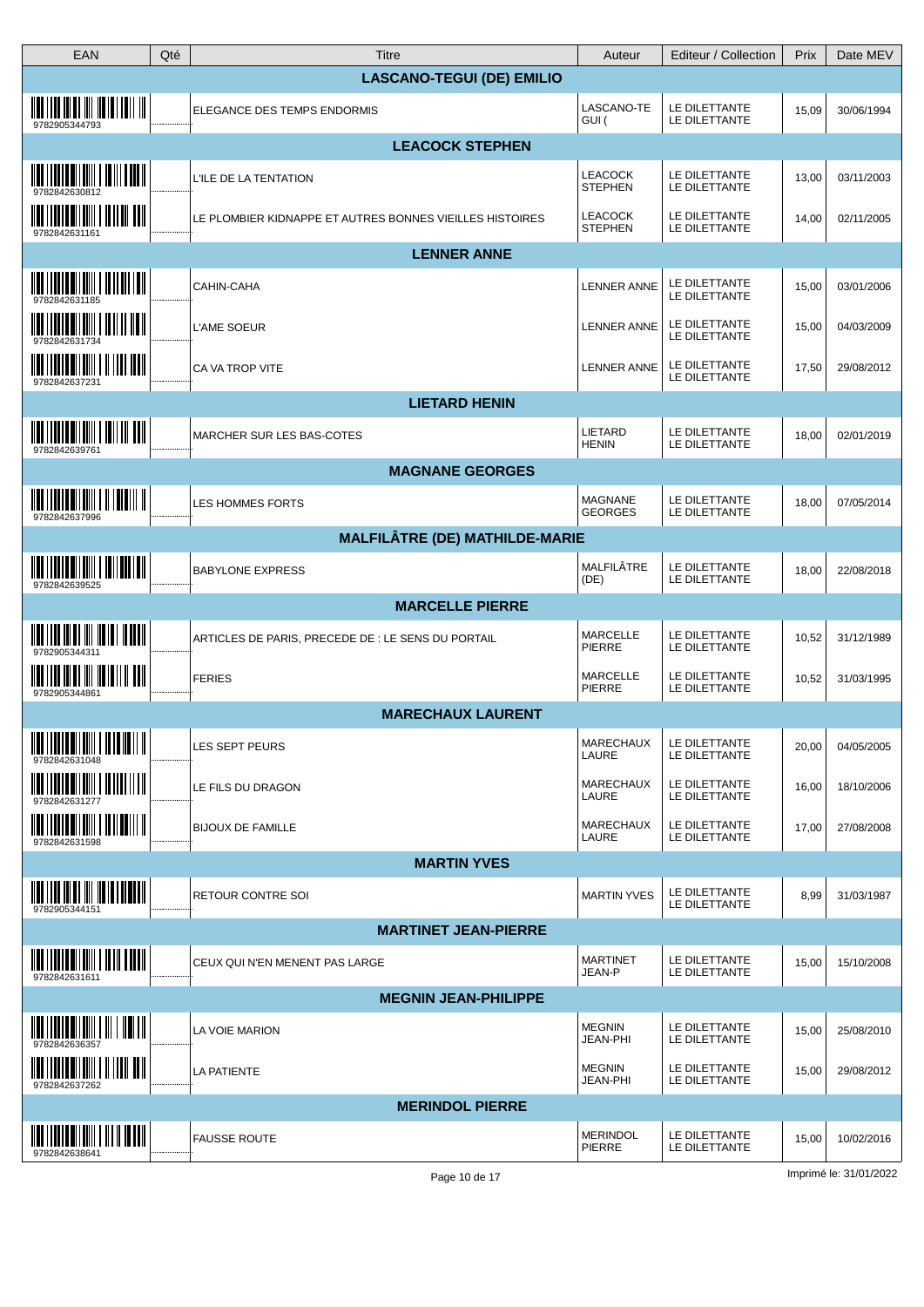| EAN | Qté | Titre | Auteur | Editeur / Collection | Prix | Date MEV |
|---|---|---|---|---|---|---|
| | | **LASCANO-TEGUI (DE) EMILIO** | | | | |
| 9782905344793 | | ELEGANCE DES TEMPS ENDORMIS | LASCANO-TEGUI ( | LE DILETTANTE LE DILETTANTE | 15,09 | 30/06/1994 |
| | | **LEACOCK STEPHEN** | | | | |
| 9782842630812 | | L'ILE DE LA TENTATION | LEACOCK STEPHEN | LE DILETTANTE LE DILETTANTE | 13,00 | 03/11/2003 |
| 9782842631161 | | LE PLOMBIER KIDNAPPE ET AUTRES BONNES VIEILLES HISTOIRES | LEACOCK STEPHEN | LE DILETTANTE LE DILETTANTE | 14,00 | 02/11/2005 |
| | | **LENNER ANNE** | | | | |
| 9782842631185 | | CAHIN-CAHA | LENNER ANNE | LE DILETTANTE LE DILETTANTE | 15,00 | 03/01/2006 |
| 9782842631734 | | L'AME SOEUR | LENNER ANNE | LE DILETTANTE LE DILETTANTE | 15,00 | 04/03/2009 |
| 9782842637231 | | CA VA TROP VITE | LENNER ANNE | LE DILETTANTE LE DILETTANTE | 17,50 | 29/08/2012 |
| | | **LIETARD HENIN** | | | | |
| 9782842639761 | | MARCHER SUR LES BAS-COTES | LIETARD HENIN | LE DILETTANTE LE DILETTANTE | 18,00 | 02/01/2019 |
| | | **MAGNANE GEORGES** | | | | |
| 9782842637996 | | LES HOMMES FORTS | MAGNANE GEORGES | LE DILETTANTE LE DILETTANTE | 18,00 | 07/05/2014 |
| | | **MALFILÂTRE (DE) MATHILDE-MARIE** | | | | |
| 9782842639525 | | BABYLONE EXPRESS | MALFILÂTRE (DE) | LE DILETTANTE LE DILETTANTE | 18,00 | 22/08/2018 |
| | | **MARCELLE PIERRE** | | | | |
| 9782905344311 | | ARTICLES DE PARIS, PRECEDE DE : LE SENS DU PORTAIL | MARCELLE PIERRE | LE DILETTANTE LE DILETTANTE | 10,52 | 31/12/1989 |
| 9782905344861 | | FERIES | MARCELLE PIERRE | LE DILETTANTE LE DILETTANTE | 10,52 | 31/03/1995 |
| | | **MARECHAUX LAURENT** | | | | |
| 9782842631048 | | LES SEPT PEURS | MARECHAUX LAURE | LE DILETTANTE LE DILETTANTE | 20,00 | 04/05/2005 |
| 9782842631277 | | LE FILS DU DRAGON | MARECHAUX LAURE | LE DILETTANTE LE DILETTANTE | 16,00 | 18/10/2006 |
| 9782842631598 | | BIJOUX DE FAMILLE | MARECHAUX LAURE | LE DILETTANTE LE DILETTANTE | 17,00 | 27/08/2008 |
| | | **MARTIN YVES** | | | | |
| 9782905344151 | | RETOUR CONTRE SOI | MARTIN YVES | LE DILETTANTE LE DILETTANTE | 8,99 | 31/03/1987 |
| | | **MARTINET JEAN-PIERRE** | | | | |
| 9782842631611 | | CEUX QUI N'EN MENENT PAS LARGE | MARTINET JEAN-P | LE DILETTANTE LE DILETTANTE | 15,00 | 15/10/2008 |
| | | **MEGNIN JEAN-PHILIPPE** | | | | |
| 9782842636357 | | LA VOIE MARION | MEGNIN JEAN-PHI | LE DILETTANTE LE DILETTANTE | 15,00 | 25/08/2010 |
| 9782842637262 | | LA PATIENTE | MEGNIN JEAN-PHI | LE DILETTANTE LE DILETTANTE | 15,00 | 29/08/2012 |
| | | **MERINDOL PIERRE** | | | | |
| 9782842638641 | | FAUSSE ROUTE | MERINDOL PIERRE | LE DILETTANTE LE DILETTANTE | 15,00 | 10/02/2016 |

Imprimé le: 31/01/2022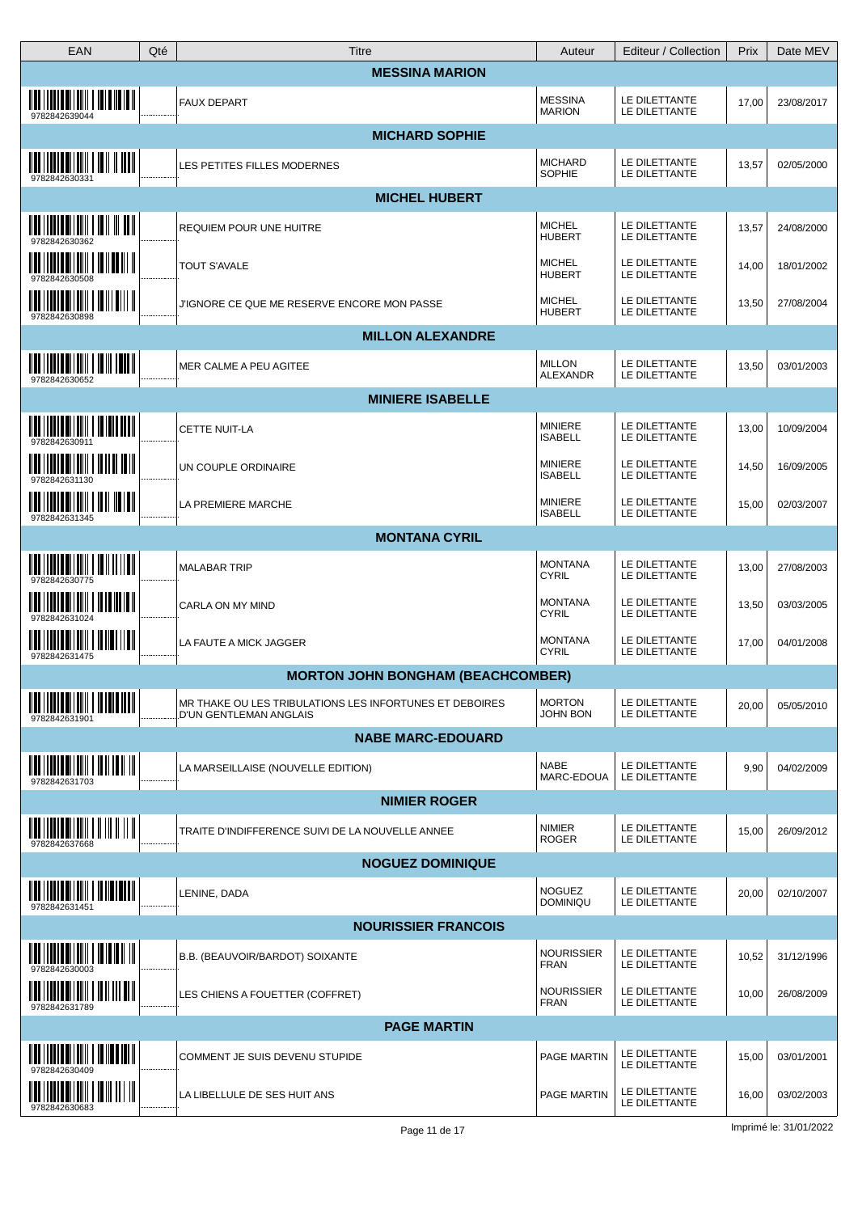| EAN | Qté | Titre | Auteur | Editeur / Collection | Prix | Date MEV |
|---|---|---|---|---|---|---|
| | | **MESSINA MARION** | | | | |
| 9782842639044 | | FAUX DEPART | MESSINA MARION | LE DILETTANTE LE DILETTANTE | 17,00 | 23/08/2017 |
| | | **MICHARD SOPHIE** | | | | |
| 9782842630331 | | LES PETITES FILLES MODERNES | MICHARD SOPHIE | LE DILETTANTE LE DILETTANTE | 13,57 | 02/05/2000 |
| | | **MICHEL HUBERT** | | | | |
| 9782842630362 | | REQUIEM POUR UNE HUITRE | MICHEL HUBERT | LE DILETTANTE LE DILETTANTE | 13,57 | 24/08/2000 |
| 9782842630508 | | TOUT S'AVALE | MICHEL HUBERT | LE DILETTANTE LE DILETTANTE | 14,00 | 18/01/2002 |
| 9782842630898 | | J'IGNORE CE QUE ME RESERVE ENCORE MON PASSE | MICHEL HUBERT | LE DILETTANTE LE DILETTANTE | 13,50 | 27/08/2004 |
| | | **MILLON ALEXANDRE** | | | | |
| 9782842630652 | | MER CALME A PEU AGITEE | MILLON ALEXANDR | LE DILETTANTE LE DILETTANTE | 13,50 | 03/01/2003 |
| | | **MINIERE ISABELLE** | | | | |
| 9782842630911 | | CETTE NUIT-LA | MINIERE ISABELL | LE DILETTANTE LE DILETTANTE | 13,00 | 10/09/2004 |
| 9782842631130 | | UN COUPLE ORDINAIRE | MINIERE ISABELL | LE DILETTANTE LE DILETTANTE | 14,50 | 16/09/2005 |
| 9782842631345 | | LA PREMIERE MARCHE | MINIERE ISABELL | LE DILETTANTE LE DILETTANTE | 15,00 | 02/03/2007 |
| | | **MONTANA CYRIL** | | | | |
| 9782842630775 | | MALABAR TRIP | MONTANA CYRIL | LE DILETTANTE LE DILETTANTE | 13,00 | 27/08/2003 |
| 9782842631024 | | CARLA ON MY MIND | MONTANA CYRIL | LE DILETTANTE LE DILETTANTE | 13,50 | 03/03/2005 |
| 9782842631475 | | LA FAUTE A MICK JAGGER | MONTANA CYRIL | LE DILETTANTE LE DILETTANTE | 17,00 | 04/01/2008 |
| | | **MORTON JOHN BONGHAM (BEACHCOMBER)** | | | | |
| 9782842631901 | | MR THAKE OU LES TRIBULATIONS LES INFORTUNES ET DEBOIRES D'UN GENTLEMAN ANGLAIS | MORTON JOHN BON | LE DILETTANTE LE DILETTANTE | 20,00 | 05/05/2010 |
| | | **NABE MARC-EDOUARD** | | | | |
| 9782842631703 | | LA MARSEILLAISE (NOUVELLE EDITION) | NABE MARC-EDOUA | LE DILETTANTE LE DILETTANTE | 9,90 | 04/02/2009 |
| | | **NIMIER ROGER** | | | | |
| 9782842637668 | | TRAITE D'INDIFFERENCE SUIVI DE LA NOUVELLE ANNEE | NIMIER ROGER | LE DILETTANTE LE DILETTANTE | 15,00 | 26/09/2012 |
| | | **NOGUEZ DOMINIQUE** | | | | |
| 9782842631451 | | LENINE, DADA | NOGUEZ DOMINIQU | LE DILETTANTE LE DILETTANTE | 20,00 | 02/10/2007 |
| | | **NOURISSIER FRANCOIS** | | | | |
| 9782842630003 | | B.B. (BEAUVOIR/BARDOT) SOIXANTE | NOURISSIER FRAN | LE DILETTANTE LE DILETTANTE | 10,52 | 31/12/1996 |
| 9782842631789 | | LES CHIENS A FOUETTER (COFFRET) | NOURISSIER FRAN | LE DILETTANTE LE DILETTANTE | 10,00 | 26/08/2009 |
| | | **PAGE MARTIN** | | | | |
| 9782842630409 | | COMMENT JE SUIS DEVENU STUPIDE | PAGE MARTIN | LE DILETTANTE LE DILETTANTE | 15,00 | 03/01/2001 |
| 9782842630683 | | LA LIBELLULE DE SES HUIT ANS | PAGE MARTIN | LE DILETTANTE LE DILETTANTE | 16,00 | 03/02/2003 |

Imprimé le: 31/01/2022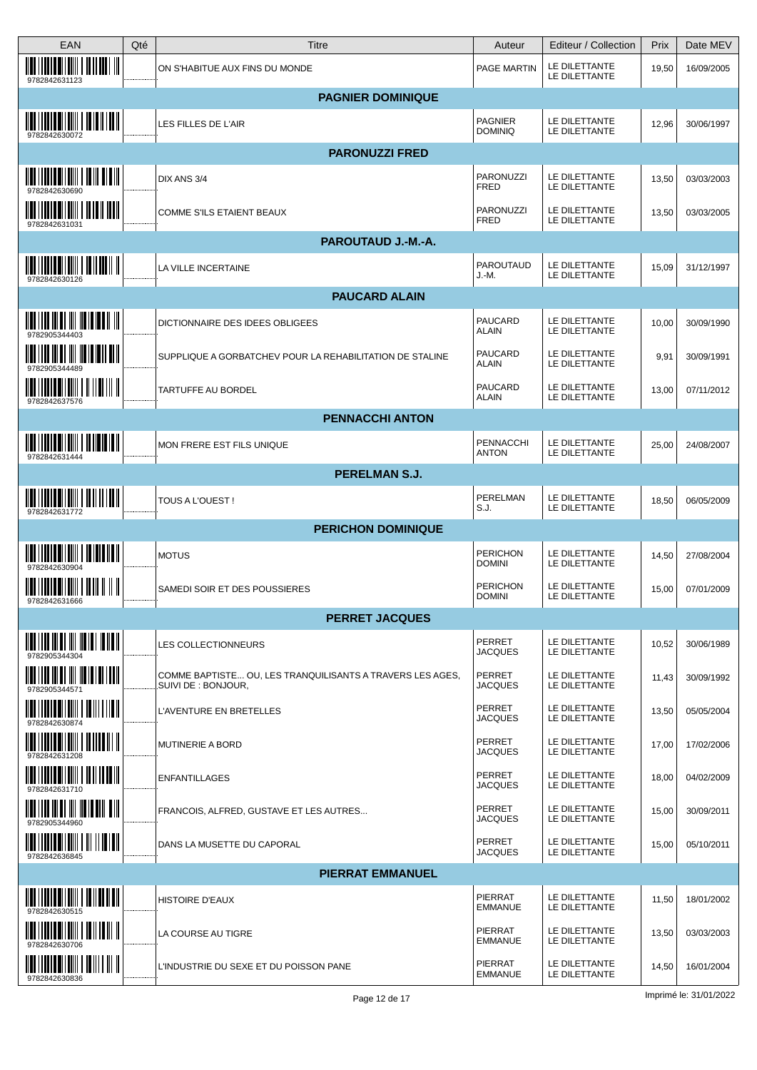| EAN | Qté | Titre | Auteur | Editeur / Collection | Prix | Date MEV |
|---|---|---|---|---|---|---|
| 9782842631123 | | ON S'HABITUE AUX FINS DU MONDE | PAGE MARTIN | LE DILETTANTE LE DILETTANTE | 19,50 | 16/09/2005 |
| | | **PAGNIER DOMINIQUE** | | | | |
| 9782842630072 | | LES FILLES DE L'AIR | PAGNIER DOMINIQ | LE DILETTANTE LE DILETTANTE | 12,96 | 30/06/1997 |
| | | **PARONUZZI FRED** | | | | |
| 9782842630690 | | DIX ANS 3/4 | PARONUZZI FRED | LE DILETTANTE LE DILETTANTE | 13,50 | 03/03/2003 |
| 9782842631031 | | COMME S'ILS ETAIENT BEAUX | PARONUZZI FRED | LE DILETTANTE LE DILETTANTE | 13,50 | 03/03/2005 |
| | | **PAROUTAUD J.-M.-A.** | | | | |
| 9782842630126 | | LA VILLE INCERTAINE | PAROUTAUD J.-M. | LE DILETTANTE LE DILETTANTE | 15,09 | 31/12/1997 |
| | | **PAUCARD ALAIN** | | | | |
| 9782905344403 | | DICTIONNAIRE DES IDEES OBLIGEES | PAUCARD ALAIN | LE DILETTANTE LE DILETTANTE | 10,00 | 30/09/1990 |
| 9782905344489 | | SUPPLIQUE A GORBATCHEV POUR LA REHABILITATION DE STALINE | PAUCARD ALAIN | LE DILETTANTE LE DILETTANTE | 9,91 | 30/09/1991 |
| 9782842637576 | | TARTUFFE AU BORDEL | PAUCARD ALAIN | LE DILETTANTE LE DILETTANTE | 13,00 | 07/11/2012 |
| | | **PENNACCHI ANTON** | | | | |
| 9782842631444 | | MON FRERE EST FILS UNIQUE | PENNACCHI ANTON | LE DILETTANTE LE DILETTANTE | 25,00 | 24/08/2007 |
| | | **PERELMAN S.J.** | | | | |
| 9782842631772 | | TOUS A L'OUEST ! | PERELMAN S.J. | LE DILETTANTE LE DILETTANTE | 18,50 | 06/05/2009 |
| | | **PERICHON DOMINIQUE** | | | | |
| 9782842630904 | | MOTUS | PERICHON DOMINI | LE DILETTANTE LE DILETTANTE | 14,50 | 27/08/2004 |
| 9782842631666 | | SAMEDI SOIR ET DES POUSSIERES | PERICHON DOMINI | LE DILETTANTE LE DILETTANTE | 15,00 | 07/01/2009 |
| | | **PERRET JACQUES** | | | | |
| 9782905344304 | | LES COLLECTIONNEURS | PERRET JACQUES | LE DILETTANTE LE DILETTANTE | 10,52 | 30/06/1989 |
| 9782905344571 | | COMME BAPTISTE... OU, LES TRANQUILISANTS A TRAVERS LES AGES, SUIVI DE : BONJOUR, | PERRET JACQUES | LE DILETTANTE LE DILETTANTE | 11,43 | 30/09/1992 |
| 9782842630874 | | L'AVENTURE EN BRETELLES | PERRET JACQUES | LE DILETTANTE LE DILETTANTE | 13,50 | 05/05/2004 |
| 9782842631208 | | MUTINERIE A BORD | PERRET JACQUES | LE DILETTANTE LE DILETTANTE | 17,00 | 17/02/2006 |
| 9782842631710 | | ENFANTILLAGES | PERRET JACQUES | LE DILETTANTE LE DILETTANTE | 18,00 | 04/02/2009 |
| 9782905344960 | | FRANCOIS, ALFRED, GUSTAVE ET LES AUTRES... | PERRET JACQUES | LE DILETTANTE LE DILETTANTE | 15,00 | 30/09/2011 |
| 9782842636845 | | DANS LA MUSETTE DU CAPORAL | PERRET JACQUES | LE DILETTANTE LE DILETTANTE | 15,00 | 05/10/2011 |
| | | **PIERRAT EMMANUEL** | | | | |
| 9782842630515 | | HISTOIRE D'EAUX | PIERRAT EMMANUE | LE DILETTANTE LE DILETTANTE | 11,50 | 18/01/2002 |
| 9782842630706 | | LA COURSE AU TIGRE | PIERRAT EMMANUE | LE DILETTANTE LE DILETTANTE | 13,50 | 03/03/2003 |
| 9782842630836 | | L'INDUSTRIE DU SEXE ET DU POISSON PANE | PIERRAT EMMANUE | LE DILETTANTE LE DILETTANTE | 14,50 | 16/01/2004 |

Imprimé le: 31/01/2022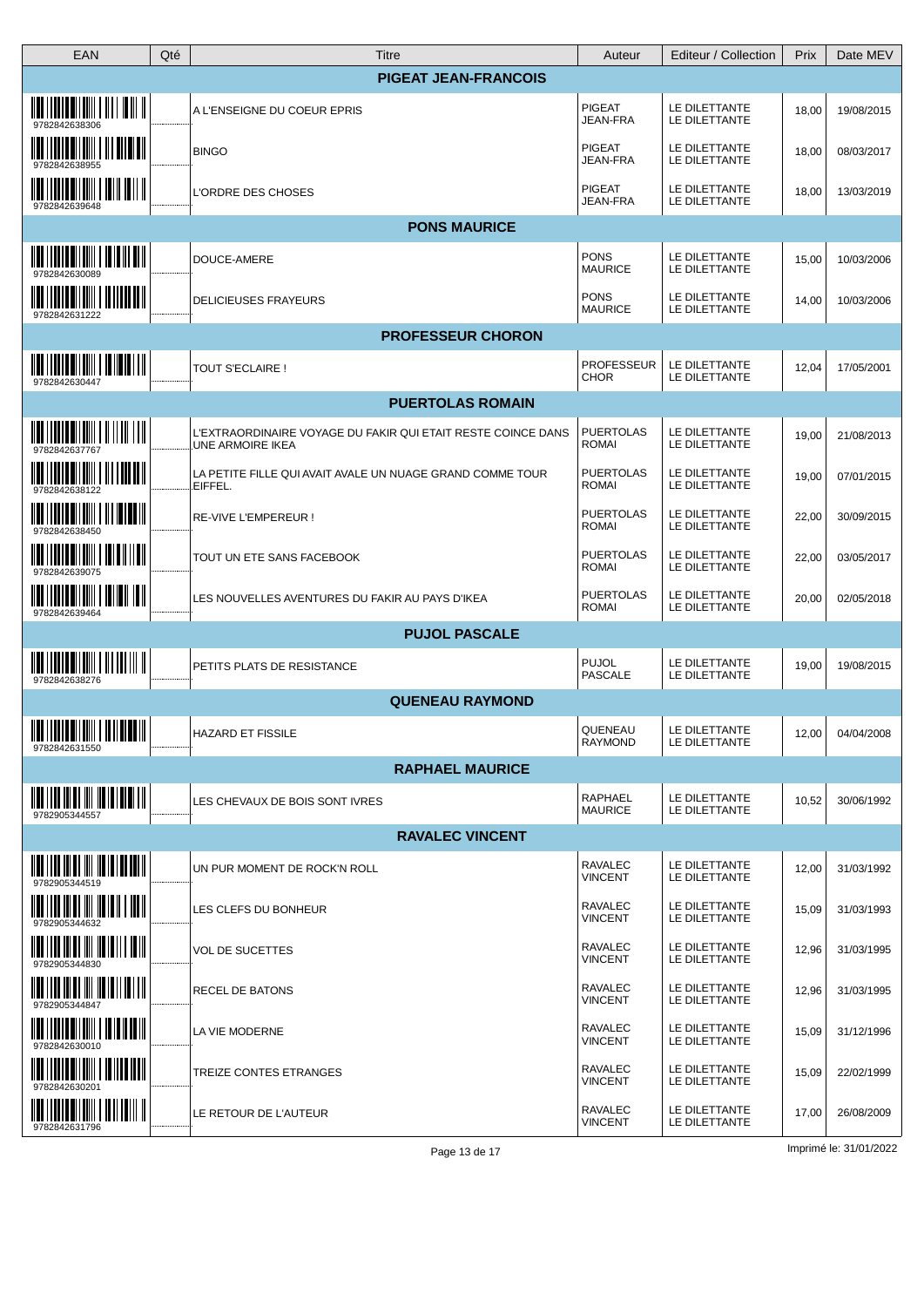| EAN | Qté | Titre | Auteur | Editeur / Collection | Prix | Date MEV |
|---|---|---|---|---|---|---|
| **PIGEAT JEAN-FRANCOIS** | | | | | | |
| 9782842638306 | | A L'ENSEIGNE DU COEUR EPRIS | PIGEAT JEAN-FRA | LE DILETTANTE LE DILETTANTE | 18,00 | 19/08/2015 |
| 9782842638955 | | BINGO | PIGEAT JEAN-FRA | LE DILETTANTE LE DILETTANTE | 18,00 | 08/03/2017 |
| 9782842639648 | | L'ORDRE DES CHOSES | PIGEAT JEAN-FRA | LE DILETTANTE LE DILETTANTE | 18,00 | 13/03/2019 |
| **PONS MAURICE** | | | | | | |
| 9782842630089 | | DOUCE-AMERE | PONS MAURICE | LE DILETTANTE LE DILETTANTE | 15,00 | 10/03/2006 |
| 9782842631222 | | DELICIEUSES FRAYEURS | PONS MAURICE | LE DILETTANTE LE DILETTANTE | 14,00 | 10/03/2006 |
| **PROFESSEUR CHORON** | | | | | | |
| 9782842630447 | | TOUT S'ECLAIRE ! | PROFESSEUR CHOR | LE DILETTANTE LE DILETTANTE | 12,04 | 17/05/2001 |
| **PUERTOLAS ROMAIN** | | | | | | |
| 9782842637767 | | L'EXTRAORDINAIRE VOYAGE DU FAKIR QUI ETAIT RESTE COINCE DANS UNE ARMOIRE IKEA | PUERTOLAS ROMAI | LE DILETTANTE LE DILETTANTE | 19,00 | 21/08/2013 |
| 9782842638122 | | LA PETITE FILLE QUI AVAIT AVALE UN NUAGE GRAND COMME TOUR EIFFEL. | PUERTOLAS ROMAI | LE DILETTANTE LE DILETTANTE | 19,00 | 07/01/2015 |
| 9782842638450 | | RE-VIVE L'EMPEREUR ! | PUERTOLAS ROMAI | LE DILETTANTE LE DILETTANTE | 22,00 | 30/09/2015 |
| 9782842639075 | | TOUT UN ETE SANS FACEBOOK | PUERTOLAS ROMAI | LE DILETTANTE LE DILETTANTE | 22,00 | 03/05/2017 |
| 9782842639464 | | LES NOUVELLES AVENTURES DU FAKIR AU PAYS D'IKEA | PUERTOLAS ROMAI | LE DILETTANTE LE DILETTANTE | 20,00 | 02/05/2018 |
| **PUJOL PASCALE** | | | | | | |
| 9782842638276 | | PETITS PLATS DE RESISTANCE | PUJOL PASCALE | LE DILETTANTE LE DILETTANTE | 19,00 | 19/08/2015 |
| **QUENEAU RAYMOND** | | | | | | |
| 9782842631550 | | HAZARD ET FISSILE | QUENEAU RAYMOND | LE DILETTANTE LE DILETTANTE | 12,00 | 04/04/2008 |
| **RAPHAEL MAURICE** | | | | | | |
| 9782905344557 | | LES CHEVAUX DE BOIS SONT IVRES | RAPHAEL MAURICE | LE DILETTANTE LE DILETTANTE | 10,52 | 30/06/1992 |
| **RAVALEC VINCENT** | | | | | | |
| 9782905344519 | | UN PUR MOMENT DE ROCK'N ROLL | RAVALEC VINCENT | LE DILETTANTE LE DILETTANTE | 12,00 | 31/03/1992 |
| 9782905344632 | | LES CLEFS DU BONHEUR | RAVALEC VINCENT | LE DILETTANTE LE DILETTANTE | 15,09 | 31/03/1993 |
| 9782905344830 | | VOL DE SUCETTES | RAVALEC VINCENT | LE DILETTANTE LE DILETTANTE | 12,96 | 31/03/1995 |
| 9782905344847 | | RECEL DE BATONS | RAVALEC VINCENT | LE DILETTANTE LE DILETTANTE | 12,96 | 31/03/1995 |
| 9782842630010 | | LA VIE MODERNE | RAVALEC VINCENT | LE DILETTANTE LE DILETTANTE | 15,09 | 31/12/1996 |
| 9782842630201 | | TREIZE CONTES ETRANGES | RAVALEC VINCENT | LE DILETTANTE LE DILETTANTE | 15,09 | 22/02/1999 |
| 9782842631796 | | LE RETOUR DE L'AUTEUR | RAVALEC VINCENT | LE DILETTANTE LE DILETTANTE | 17,00 | 26/08/2009 |

Imprimé le: 31/01/2022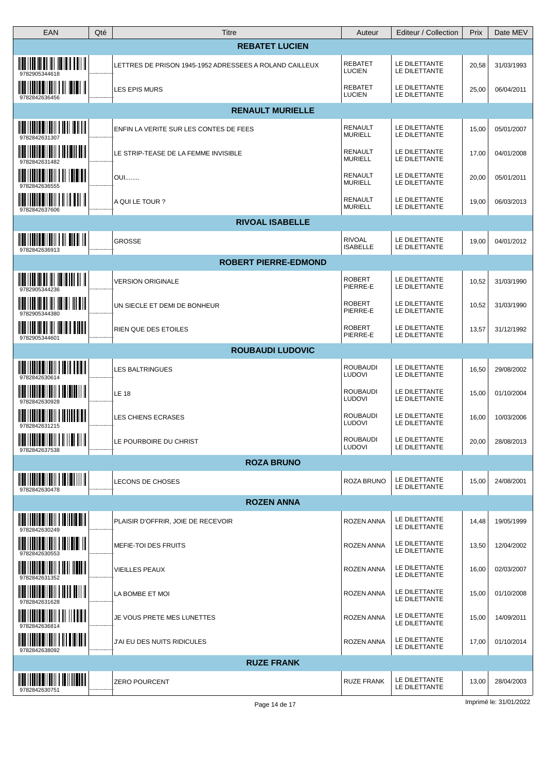| EAN | Qté | Titre | Auteur | Editeur / Collection | Prix | Date MEV |
|---|---|---|---|---|---|---|
| | | **REBATET LUCIEN** | | | | |
| 9782905344618 | | LETTRES DE PRISON 1945-1952 ADRESSEES A ROLAND CAILLEUX | REBATET LUCIEN | LE DILETTANTE LE DILETTANTE | 20,58 | 31/03/1993 |
| 9782842636456 | | LES EPIS MURS | REBATET LUCIEN | LE DILETTANTE LE DILETTANTE | 25,00 | 06/04/2011 |
| | | **RENAULT MURIELLE** | | | | |
| 9782842631307 | | ENFIN LA VERITE SUR LES CONTES DE FEES | RENAULT MURIELL | LE DILETTANTE LE DILETTANTE | 15,00 | 05/01/2007 |
| 9782842631482 | | LE STRIP-TEASE DE LA FEMME INVISIBLE | RENAULT MURIELL | LE DILETTANTE LE DILETTANTE | 17,00 | 04/01/2008 |
| 9782842636555 | | OUI........ | RENAULT MURIELL | LE DILETTANTE LE DILETTANTE | 20,00 | 05/01/2011 |
| 9782842637606 | | A QUI LE TOUR ? | RENAULT MURIELL | LE DILETTANTE LE DILETTANTE | 19,00 | 06/03/2013 |
| | | **RIVOAL ISABELLE** | | | | |
| 9782842636913 | | GROSSE | RIVOAL ISABELLE | LE DILETTANTE LE DILETTANTE | 19,00 | 04/01/2012 |
| | | **ROBERT PIERRE-EDMOND** | | | | |
| 9782905344236 | | VERSION ORIGINALE | ROBERT PIERRE-E | LE DILETTANTE LE DILETTANTE | 10,52 | 31/03/1990 |
| 9782905344380 | | UN SIECLE ET DEMI DE BONHEUR | ROBERT PIERRE-E | LE DILETTANTE LE DILETTANTE | 10,52 | 31/03/1990 |
| 9782905344601 | | RIEN QUE DES ETOILES | ROBERT PIERRE-E | LE DILETTANTE LE DILETTANTE | 13,57 | 31/12/1992 |
| | | **ROUBAUDI LUDOVIC** | | | | |
| 9782842630614 | | LES BALTRINGUES | ROUBAUDI LUDOVI | LE DILETTANTE LE DILETTANTE | 16,50 | 29/08/2002 |
| 9782842630928 | | LE 18 | ROUBAUDI LUDOVI | LE DILETTANTE LE DILETTANTE | 15,00 | 01/10/2004 |
| 9782842631215 | | LES CHIENS ECRASES | ROUBAUDI LUDOVI | LE DILETTANTE LE DILETTANTE | 16,00 | 10/03/2006 |
| 9782842637538 | | LE POURBOIRE DU CHRIST | ROUBAUDI LUDOVI | LE DILETTANTE LE DILETTANTE | 20,00 | 28/08/2013 |
| | | **ROZA BRUNO** | | | | |
| 9782842630478 | | LECONS DE CHOSES | ROZA BRUNO | LE DILETTANTE LE DILETTANTE | 15,00 | 24/08/2001 |
| | | **ROZEN ANNA** | | | | |
| 9782842630249 | | PLAISIR D'OFFRIR, JOIE DE RECEVOIR | ROZEN ANNA | LE DILETTANTE LE DILETTANTE | 14,48 | 19/05/1999 |
| 9782842630553 | | MEFIE-TOI DES FRUITS | ROZEN ANNA | LE DILETTANTE LE DILETTANTE | 13,50 | 12/04/2002 |
| 9782842631352 | | VIEILLES PEAUX | ROZEN ANNA | LE DILETTANTE LE DILETTANTE | 16,00 | 02/03/2007 |
| 9782842631628 | | LA BOMBE ET MOI | ROZEN ANNA | LE DILETTANTE LE DILETTANTE | 15,00 | 01/10/2008 |
| 9782842636814 | | JE VOUS PRETE MES LUNETTES | ROZEN ANNA | LE DILETTANTE LE DILETTANTE | 15,00 | 14/09/2011 |
| 9782842638092 | | J'AI EU DES NUITS RIDICULES | ROZEN ANNA | LE DILETTANTE LE DILETTANTE | 17,00 | 01/10/2014 |
| | | **RUZE FRANK** | | | | |
| 9782842630751 | | ZERO POURCENT | RUZE FRANK | LE DILETTANTE LE DILETTANTE | 13,00 | 28/04/2003 |

Imprimé le: 31/01/2022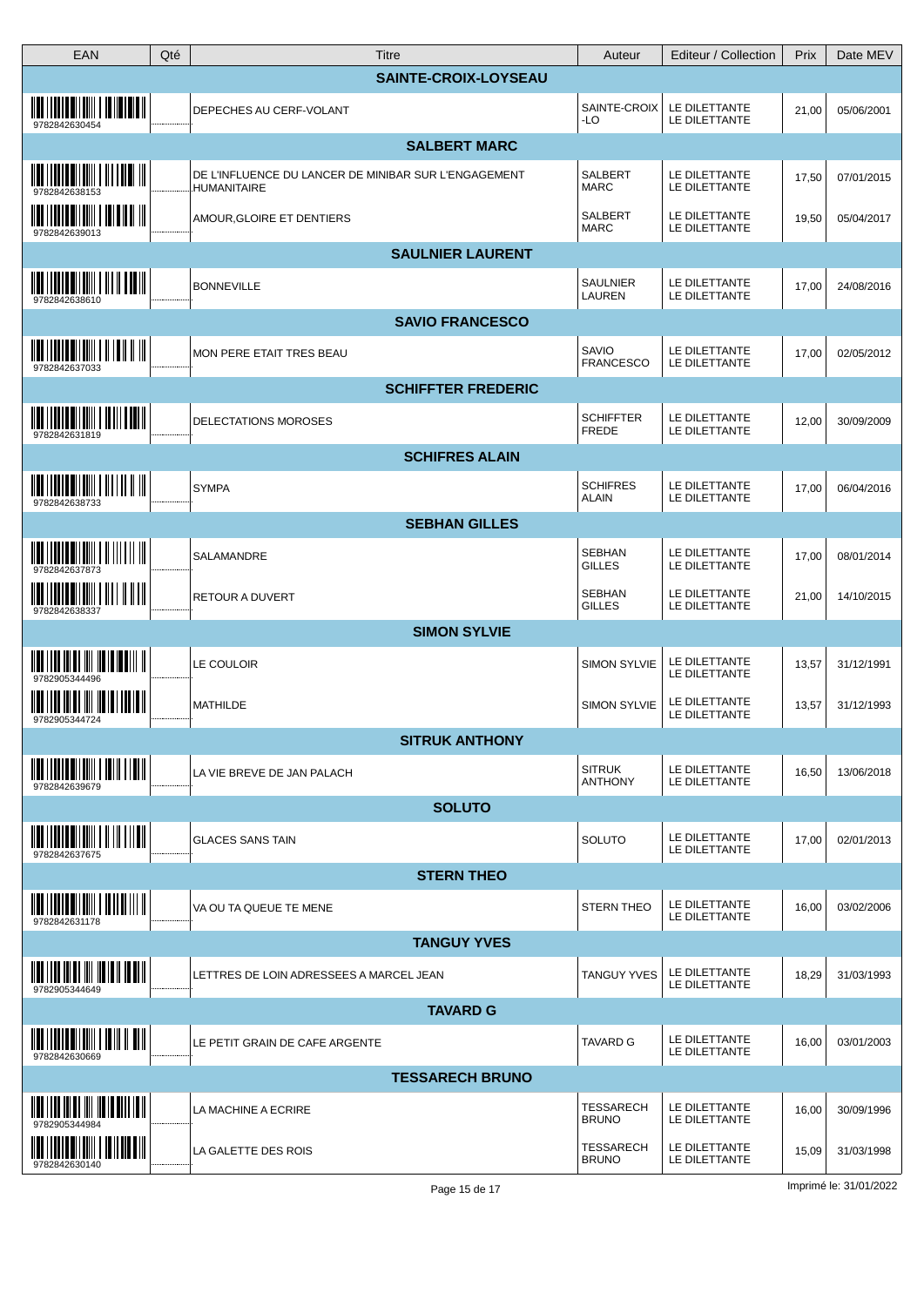| EAN | Qté | Titre | Auteur | Editeur / Collection | Prix | Date MEV |
|---|---|---|---|---|---|---|
| | | **SAINTE-CROIX-LOYSEAU** | | | | |
| 9782842630454 | | DEPECHES AU CERF-VOLANT | SAINTE-CROIX -LO | LE DILETTANTE LE DILETTANTE | 21,00 | 05/06/2001 |
| | | **SALBERT MARC** | | | | |
| 9782842638153 | | DE L'INFLUENCE DU LANCER DE MINIBAR SUR L'ENGAGEMENT HUMANITAIRE | SALBERT MARC | LE DILETTANTE LE DILETTANTE | 17,50 | 07/01/2015 |
| 9782842639013 | | AMOUR,GLOIRE ET DENTIERS | SALBERT MARC | LE DILETTANTE LE DILETTANTE | 19,50 | 05/04/2017 |
| | | **SAULNIER LAURENT** | | | | |
| 9782842638610 | | BONNEVILLE | SAULNIER LAUREN | LE DILETTANTE LE DILETTANTE | 17,00 | 24/08/2016 |
| | | **SAVIO FRANCESCO** | | | | |
| 9782842637033 | | MON PERE ETAIT TRES BEAU | SAVIO FRANCESCO | LE DILETTANTE LE DILETTANTE | 17,00 | 02/05/2012 |
| | | **SCHIFFTER FREDERIC** | | | | |
| 9782842631819 | | DELECTATIONS MOROSES | SCHIFFTER FREDE | LE DILETTANTE LE DILETTANTE | 12,00 | 30/09/2009 |
| | | **SCHIFRES ALAIN** | | | | |
| 9782842638733 | | SYMPA | SCHIFRES ALAIN | LE DILETTANTE LE DILETTANTE | 17,00 | 06/04/2016 |
| | | **SEBHAN GILLES** | | | | |
| 9782842637873 | | SALAMANDRE | SEBHAN GILLES | LE DILETTANTE LE DILETTANTE | 17,00 | 08/01/2014 |
| 9782842638337 | | RETOUR A DUVERT | SEBHAN GILLES | LE DILETTANTE LE DILETTANTE | 21,00 | 14/10/2015 |
| | | **SIMON SYLVIE** | | | | |
| 9782905344496 | | LE COULOIR | SIMON SYLVIE | LE DILETTANTE LE DILETTANTE | 13,57 | 31/12/1991 |
| 9782905344724 | | MATHILDE | SIMON SYLVIE | LE DILETTANTE LE DILETTANTE | 13,57 | 31/12/1993 |
| | | **SITRUK ANTHONY** | | | | |
| 9782842639679 | | LA VIE BREVE DE JAN PALACH | SITRUK ANTHONY | LE DILETTANTE LE DILETTANTE | 16,50 | 13/06/2018 |
| | | **SOLUTO** | | | | |
| 9782842637675 | | GLACES SANS TAIN | SOLUTO | LE DILETTANTE LE DILETTANTE | 17,00 | 02/01/2013 |
| | | **STERN THEO** | | | | |
| 9782842631178 | | VA OU TA QUEUE TE MENE | STERN THEO | LE DILETTANTE LE DILETTANTE | 16,00 | 03/02/2006 |
| | | **TANGUY YVES** | | | | |
| 9782905344649 | | LETTRES DE LOIN ADRESSEES A MARCEL JEAN | TANGUY YVES | LE DILETTANTE LE DILETTANTE | 18,29 | 31/03/1993 |
| | | **TAVARD G** | | | | |
| 9782842630669 | | LE PETIT GRAIN DE CAFE ARGENTE | TAVARD G | LE DILETTANTE LE DILETTANTE | 16,00 | 03/01/2003 |
| | | **TESSARECH BRUNO** | | | | |
| 9782905344984 | | LA MACHINE A ECRIRE | TESSARECH BRUNO | LE DILETTANTE LE DILETTANTE | 16,00 | 30/09/1996 |
| 9782842630140 | | LA GALETTE DES ROIS | TESSARECH BRUNO | LE DILETTANTE LE DILETTANTE | 15,09 | 31/03/1998 |

Imprimé le: 31/01/2022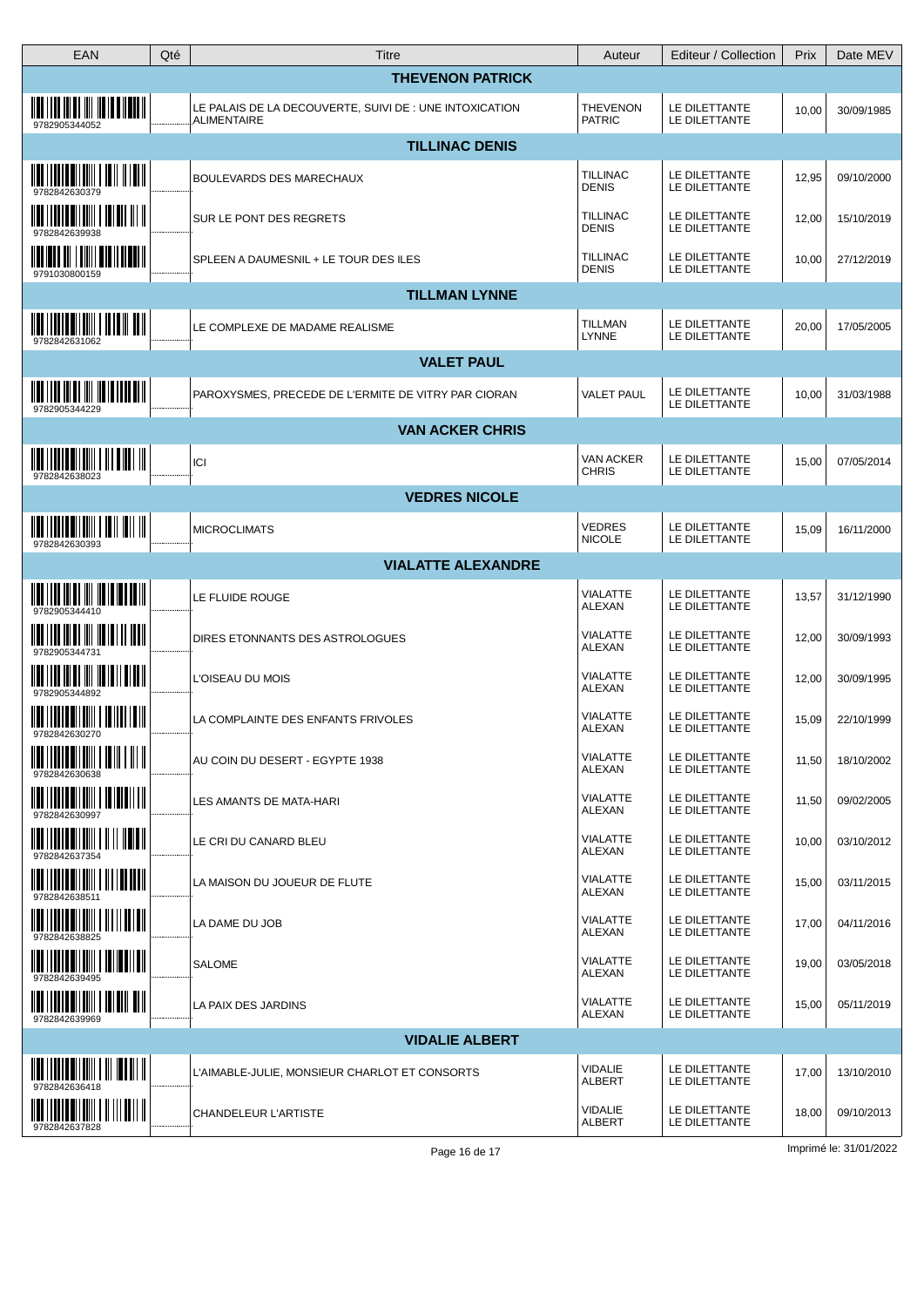| EAN | Qté | Titre | Auteur | Editeur / Collection | Prix | Date MEV |
|---|---|---|---|---|---|---|
| | | **THEVENON PATRICK** | | | | |
| 9782905344052 | | LE PALAIS DE LA DECOUVERTE, SUIVI DE : UNE INTOXICATION ALIMENTAIRE | THEVENON PATRIC | LE DILETTANTE LE DILETTANTE | 10,00 | 30/09/1985 |
| | | **TILLINAC DENIS** | | | | |
| 9782842630379 | | BOULEVARDS DES MARECHAUX | TILLINAC DENIS | LE DILETTANTE LE DILETTANTE | 12,95 | 09/10/2000 |
| 9782842639938 | | SUR LE PONT DES REGRETS | TILLINAC DENIS | LE DILETTANTE LE DILETTANTE | 12,00 | 15/10/2019 |
| 9791030800159 | | SPLEEN A DAUMESNIL + LE TOUR DES ILES | TILLINAC DENIS | LE DILETTANTE LE DILETTANTE | 10,00 | 27/12/2019 |
| | | **TILLMAN LYNNE** | | | | |
| 9782842631062 | | LE COMPLEXE DE MADAME REALISME | TILLMAN LYNNE | LE DILETTANTE LE DILETTANTE | 20,00 | 17/05/2005 |
| | | **VALET PAUL** | | | | |
| 9782905344229 | | PAROXYSMES, PRECEDE DE L'ERMITE DE VITRY PAR CIORAN | VALET PAUL | LE DILETTANTE LE DILETTANTE | 10,00 | 31/03/1988 |
| | | **VAN ACKER CHRIS** | | | | |
| 9782842638023 | | ICI | VAN ACKER CHRIS | LE DILETTANTE LE DILETTANTE | 15,00 | 07/05/2014 |
| | | **VEDRES NICOLE** | | | | |
| 9782842630393 | | MICROCLIMATS | VEDRES NICOLE | LE DILETTANTE LE DILETTANTE | 15,09 | 16/11/2000 |
| | | **VIALATTE ALEXANDRE** | | | | |
| 9782905344410 | | LE FLUIDE ROUGE | VIALATTE ALEXAN | LE DILETTANTE LE DILETTANTE | 13,57 | 31/12/1990 |
| 9782905344731 | | DIRES ETONNANTS DES ASTROLOGUES | VIALATTE ALEXAN | LE DILETTANTE LE DILETTANTE | 12,00 | 30/09/1993 |
| 9782905344892 | | L'OISEAU DU MOIS | VIALATTE ALEXAN | LE DILETTANTE LE DILETTANTE | 12,00 | 30/09/1995 |
| 9782842630270 | | LA COMPLAINTE DES ENFANTS FRIVOLES | VIALATTE ALEXAN | LE DILETTANTE LE DILETTANTE | 15,09 | 22/10/1999 |
| 9782842630638 | | AU COIN DU DESERT - EGYPTE 1938 | VIALATTE ALEXAN | LE DILETTANTE LE DILETTANTE | 11,50 | 18/10/2002 |
| 9782842630997 | | LES AMANTS DE MATA-HARI | VIALATTE ALEXAN | LE DILETTANTE LE DILETTANTE | 11,50 | 09/02/2005 |
| 9782842637354 | | LE CRI DU CANARD BLEU | VIALATTE ALEXAN | LE DILETTANTE LE DILETTANTE | 10,00 | 03/10/2012 |
| 9782842638511 | | LA MAISON DU JOUEUR DE FLUTE | VIALATTE ALEXAN | LE DILETTANTE LE DILETTANTE | 15,00 | 03/11/2015 |
| 9782842638825 | | LA DAME DU JOB | VIALATTE ALEXAN | LE DILETTANTE LE DILETTANTE | 17,00 | 04/11/2016 |
| 9782842639495 | | SALOME | VIALATTE ALEXAN | LE DILETTANTE LE DILETTANTE | 19,00 | 03/05/2018 |
| 9782842639969 | | LA PAIX DES JARDINS | VIALATTE ALEXAN | LE DILETTANTE LE DILETTANTE | 15,00 | 05/11/2019 |
| | | **VIDALIE ALBERT** | | | | |
| 9782842636418 | | L'AIMABLE-JULIE, MONSIEUR CHARLOT ET CONSORTS | VIDALIE ALBERT | LE DILETTANTE LE DILETTANTE | 17,00 | 13/10/2010 |
| 9782842637828 | | CHANDELEUR L'ARTISTE | VIDALIE ALBERT | LE DILETTANTE LE DILETTANTE | 18,00 | 09/10/2013 |

Imprimé le: 31/01/2022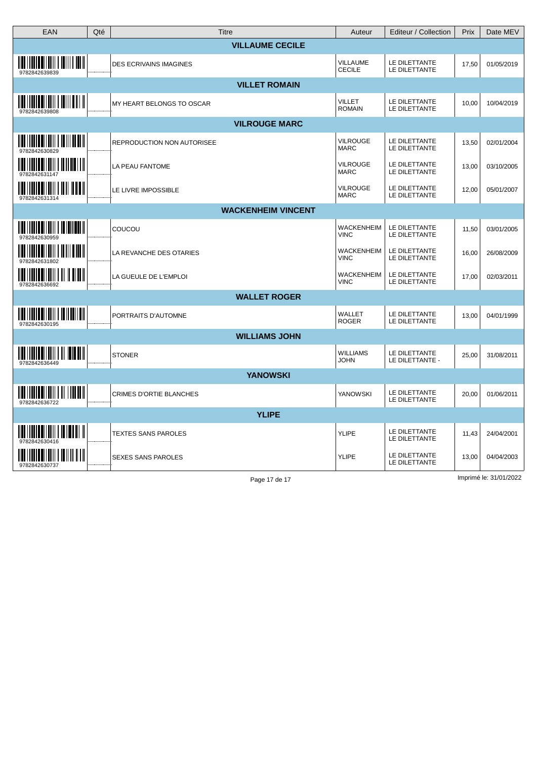| EAN | Qté | Titre | Auteur | Editeur / Collection | Prix | Date MEV |
|---|---|---|---|---|---|---|
| | | **VILLAUME CECILE** | | | | |
| 9782842639839 | | DES ECRIVAINS IMAGINES | VILLAUME CECILE | LE DILETTANTE LE DILETTANTE | 17,50 | 01/05/2019 |
| | | **VILLET ROMAIN** | | | | |
| 9782842639808 | | MY HEART BELONGS TO OSCAR | VILLET ROMAIN | LE DILETTANTE LE DILETTANTE | 10,00 | 10/04/2019 |
| | | **VILROUGE MARC** | | | | |
| 9782842630829 | | REPRODUCTION NON AUTORISEE | VILROUGE MARC | LE DILETTANTE LE DILETTANTE | 13,50 | 02/01/2004 |
| 9782842631147 | | LA PEAU FANTOME | VILROUGE MARC | LE DILETTANTE LE DILETTANTE | 13,00 | 03/10/2005 |
| 9782842631314 | | LE LIVRE IMPOSSIBLE | VILROUGE MARC | LE DILETTANTE LE DILETTANTE | 12,00 | 05/01/2007 |
| | | **WACKENHEIM VINCENT** | | | | |
| 9782842630959 | | COUCOU | WACKENHEIM VINC | LE DILETTANTE LE DILETTANTE | 11,50 | 03/01/2005 |
| 9782842631802 | | LA REVANCHE DES OTARIES | WACKENHEIM VINC | LE DILETTANTE LE DILETTANTE | 16,00 | 26/08/2009 |
| 9782842636692 | | LA GUEULE DE L'EMPLOI | WACKENHEIM VINC | LE DILETTANTE LE DILETTANTE | 17,00 | 02/03/2011 |
| | | **WALLET ROGER** | | | | |
| 9782842630195 | | PORTRAITS D'AUTOMNE | WALLET ROGER | LE DILETTANTE LE DILETTANTE | 13,00 | 04/01/1999 |
| | | **WILLIAMS JOHN** | | | | |
| 9782842636449 | | STONER | WILLIAMS JOHN | LE DILETTANTE LE DILETTANTE - | 25,00 | 31/08/2011 |
| | | **YANOWSKI** | | | | |
| 9782842636722 | | CRIMES D'ORTIE BLANCHES | YANOWSKI | LE DILETTANTE LE DILETTANTE | 20,00 | 01/06/2011 |
| | | **YLIPE** | | | | |
| 9782842630416 | | TEXTES SANS PAROLES | YLIPE | LE DILETTANTE LE DILETTANTE | 11,43 | 24/04/2001 |
| 9782842630737 | | SEXES SANS PAROLES | YLIPE | LE DILETTANTE LE DILETTANTE | 13,00 | 04/04/2003 |

Imprimé le: 31/01/2022